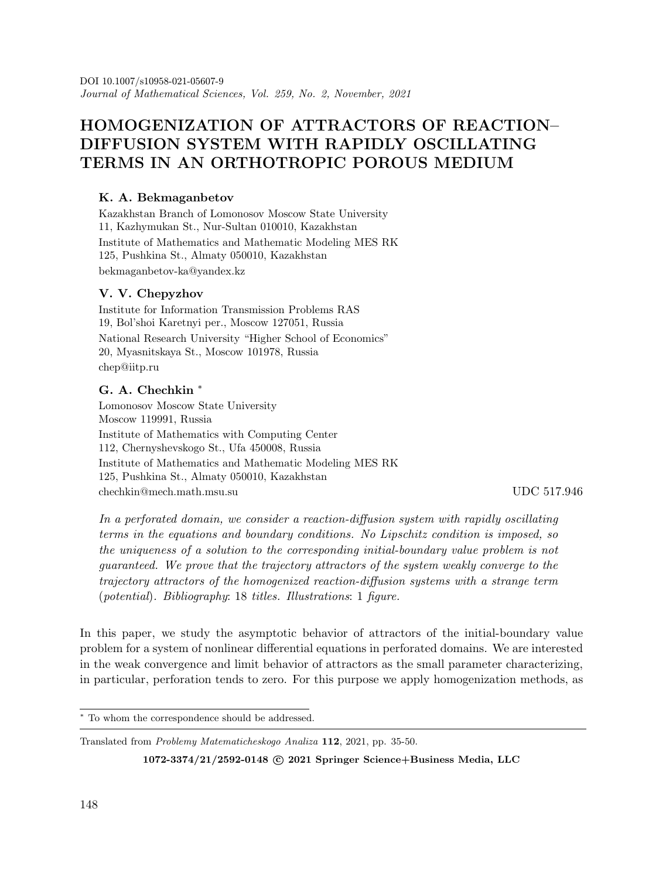DOI 10.1007/s10958-021-05607-9
*Journal of Mathematical Sciences, Vol. 259, No. 2, November, 2021*

# HOMOGENIZATION OF ATTRACTORS OF REACTION–DIFFUSION SYSTEM WITH RAPIDLY OSCILLATING TERMS IN AN ORTHOTROPIC POROUS MEDIUM

**K. A. Bekmaganbetov**

Kazakhstan Branch of Lomonosov Moscow State University
11, Kazhymukan St., Nur-Sultan 010010, Kazakhstan
Institute of Mathematics and Mathematic Modeling MES RK
125, Pushkina St., Almaty 050010, Kazakhstan
bekmaganbetov-ka@yandex.kz

**V. V. Chepyzhov**

Institute for Information Transmission Problems RAS
19, Bol'shoi Karetnyi per., Moscow 127051, Russia
National Research University "Higher School of Economics"
20, Myasnitskaya St., Moscow 101978, Russia
chep@iitp.ru

**G. A. Chechkin** [*]

Lomonosov Moscow State University
Moscow 119991, Russia
Institute of Mathematics with Computing Center
112, Chernyshevskogo St., Ufa 450008, Russia
Institute of Mathematics and Mathematic Modeling MES RK
125, Pushkina St., Almaty 050010, Kazakhstan
chechkin@mech.math.msu.su

UDC 517.946

*In a perforated domain, we consider a reaction-diffusion system with rapidly oscillating terms in the equations and boundary conditions. No Lipschitz condition is imposed, so the uniqueness of a solution to the corresponding initial-boundary value problem is not guaranteed. We prove that the trajectory attractors of the system weakly converge to the trajectory attractors of the homogenized reaction-diffusion systems with a strange term (potential). Bibliography: 18 titles. Illustrations: 1 figure.*

In this paper, we study the asymptotic behavior of attractors of the initial-boundary value problem for a system of nonlinear differential equations in perforated domains. We are interested in the weak convergence and limit behavior of attractors as the small parameter characterizing, in particular, perforation tends to zero. For this purpose we apply homogenization methods, as

[*] To whom the correspondence should be addressed.

Translated from *Problemy Matematicheskogo Analiza* **112**, 2021, pp. 35-50.

**1072-3374/21/2592-0148 © 2021 Springer Science+Business Media, LLC**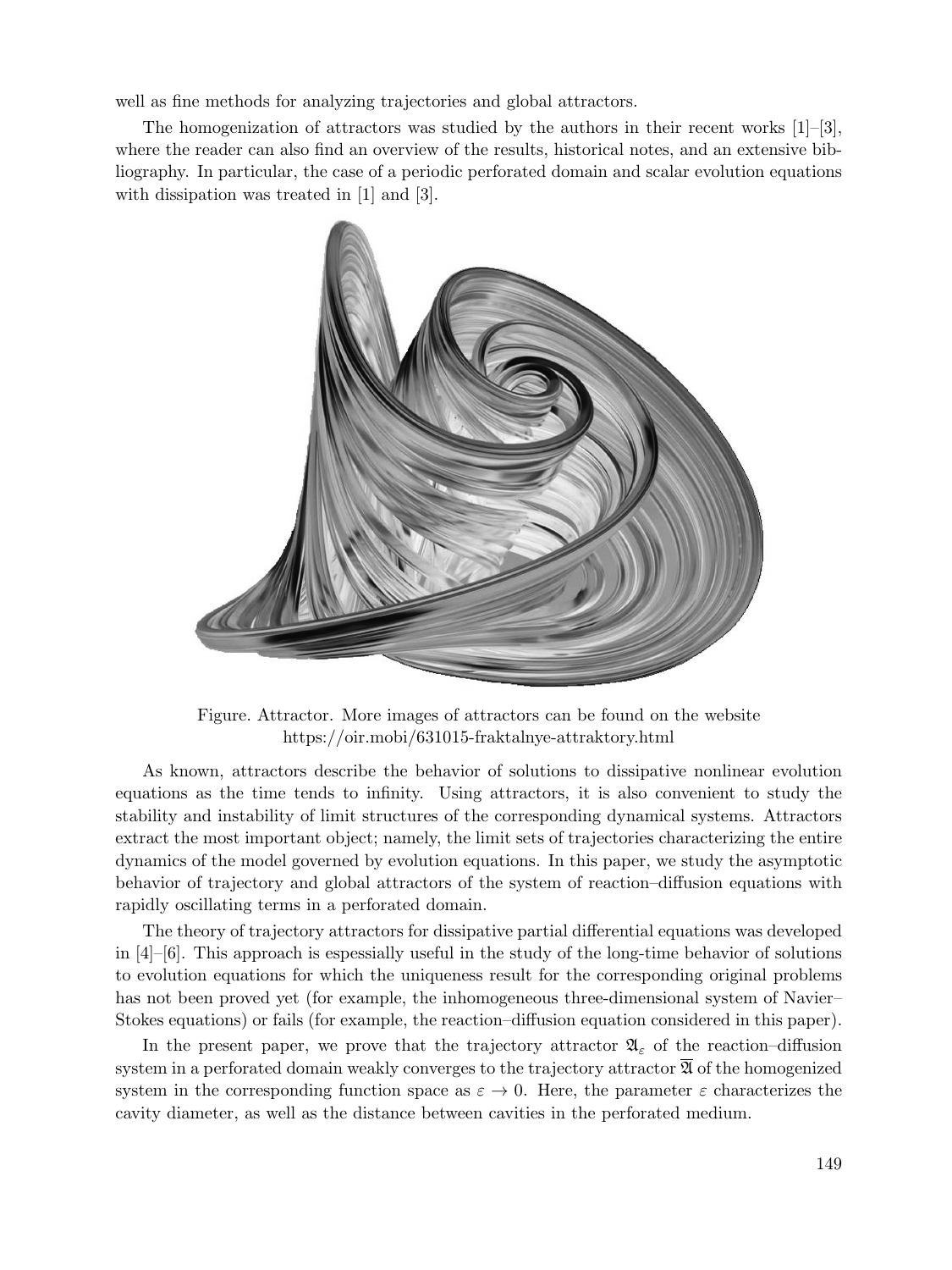well as fine methods for analyzing trajectories and global attractors.

The homogenization of attractors was studied by the authors in their recent works [1]–[3], where the reader can also find an overview of the results, historical notes, and an extensive bibliography. In particular, the case of a periodic perforated domain and scalar evolution equations with dissipation was treated in [1] and [3].

Figure. Attractor. More images of attractors can be found on the website https://oir.mobi/631015-fraktalnye-attraktory.html

As known, attractors describe the behavior of solutions to dissipative nonlinear evolution equations as the time tends to infinity. Using attractors, it is also convenient to study the stability and instability of limit structures of the corresponding dynamical systems. Attractors extract the most important object; namely, the limit sets of trajectories characterizing the entire dynamics of the model governed by evolution equations. In this paper, we study the asymptotic behavior of trajectory and global attractors of the system of reaction–diffusion equations with rapidly oscillating terms in a perforated domain.

The theory of trajectory attractors for dissipative partial differential equations was developed in [4]–[6]. This approach is espessially useful in the study of the long-time behavior of solutions to evolution equations for which the uniqueness result for the corresponding original problems has not been proved yet (for example, the inhomogeneous three-dimensional system of Navier–Stokes equations) or fails (for example, the reaction–diffusion equation considered in this paper).

In the present paper, we prove that the trajectory attractor $\mathfrak{A}_\varepsilon$ of the reaction–diffusion system in a perforated domain weakly converges to the trajectory attractor $\overline{\mathfrak{A}}$ of the homogenized system in the corresponding function space as $\varepsilon \to 0$. Here, the parameter $\varepsilon$ characterizes the cavity diameter, as well as the distance between cavities in the perforated medium.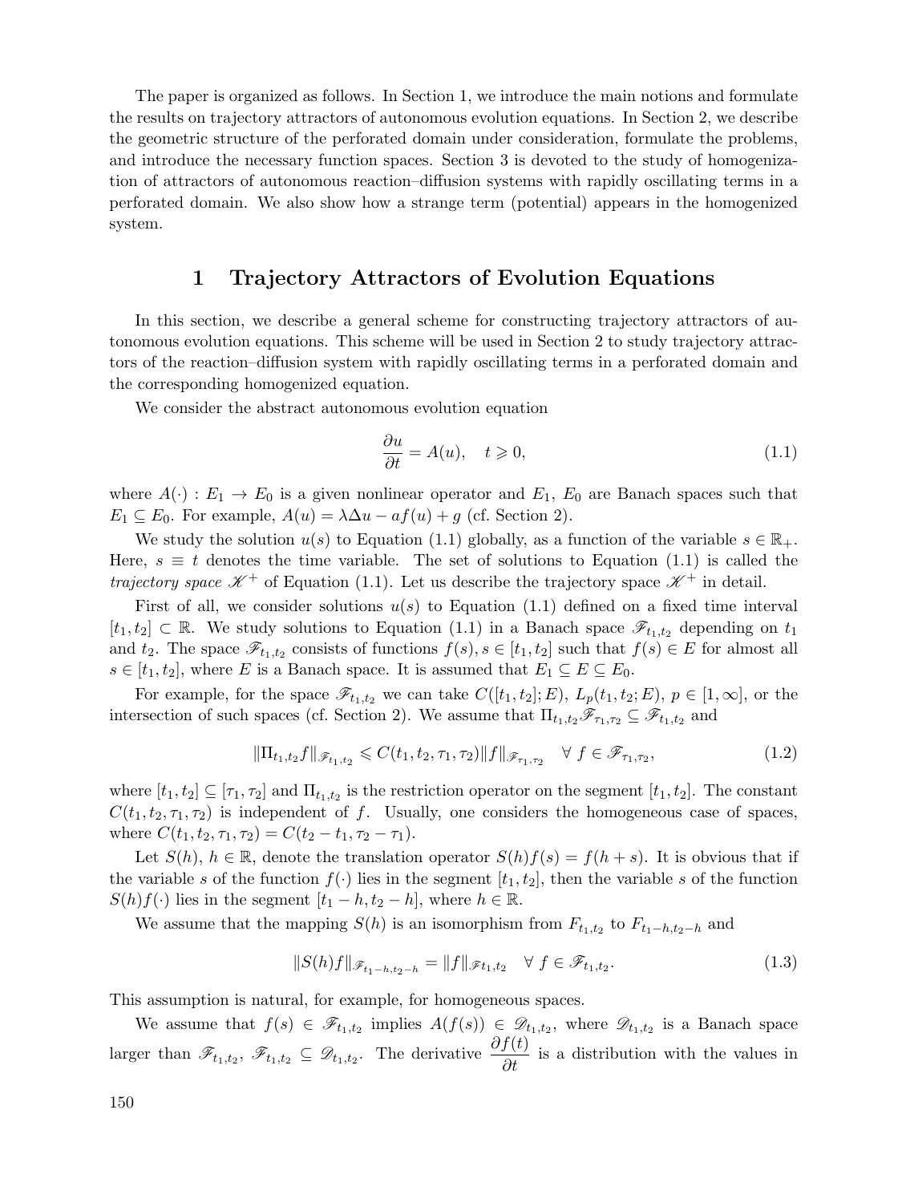The paper is organized as follows. In Section 1, we introduce the main notions and formulate the results on trajectory attractors of autonomous evolution equations. In Section 2, we describe the geometric structure of the perforated domain under consideration, formulate the problems, and introduce the necessary function spaces. Section 3 is devoted to the study of homogenization of attractors of autonomous reaction–diffusion systems with rapidly oscillating terms in a perforated domain. We also show how a strange term (potential) appears in the homogenized system.

## 1 Trajectory Attractors of Evolution Equations

In this section, we describe a general scheme for constructing trajectory attractors of autonomous evolution equations. This scheme will be used in Section 2 to study trajectory attractors of the reaction–diffusion system with rapidly oscillating terms in a perforated domain and the corresponding homogenized equation.

We consider the abstract autonomous evolution equation

$$\frac{\partial u}{\partial t} = A(u), \quad t \geqslant 0, \tag{1.1}$$

where $A(\cdot) : E_1 \to E_0$ is a given nonlinear operator and $E_1$, $E_0$ are Banach spaces such that $E_1 \subseteq E_0$. For example, $A(u) = \lambda \Delta u - af(u) + g$ (cf. Section 2).

We study the solution $u(s)$ to Equation (1.1) globally, as a function of the variable $s \in \mathbb{R}_+$. Here, $s \equiv t$ denotes the time variable. The set of solutions to Equation (1.1) is called the *trajectory space* $\mathscr{K}^+$ of Equation (1.1). Let us describe the trajectory space $\mathscr{K}^+$ in detail.

First of all, we consider solutions $u(s)$ to Equation (1.1) defined on a fixed time interval $[t_1, t_2] \subset \mathbb{R}$. We study solutions to Equation (1.1) in a Banach space $\mathscr{F}_{t_1,t_2}$ depending on $t_1$ and $t_2$. The space $\mathscr{F}_{t_1,t_2}$ consists of functions $f(s)$, $s \in [t_1, t_2]$ such that $f(s) \in E$ for almost all $s \in [t_1, t_2]$, where $E$ is a Banach space. It is assumed that $E_1 \subseteq E \subseteq E_0$.

For example, for the space $\mathscr{F}_{t_1,t_2}$ we can take $C([t_1, t_2]; E)$, $L_p(t_1, t_2; E)$, $p \in [1, \infty]$, or the intersection of such spaces (cf. Section 2). We assume that $\Pi_{t_1,t_2} \mathscr{F}_{\tau_1,\tau_2} \subseteq \mathscr{F}_{t_1,t_2}$ and

$$\|\Pi_{t_1,t_2} f\|_{\mathscr{F}_{t_1,t_2}} \leqslant C(t_1, t_2, \tau_1, \tau_2) \|f\|_{\mathscr{F}_{\tau_1,\tau_2}} \quad \forall \ f \in \mathscr{F}_{\tau_1,\tau_2}, \tag{1.2}$$

where $[t_1, t_2] \subseteq [\tau_1, \tau_2]$ and $\Pi_{t_1,t_2}$ is the restriction operator on the segment $[t_1, t_2]$. The constant $C(t_1, t_2, \tau_1, \tau_2)$ is independent of $f$. Usually, one considers the homogeneous case of spaces, where $C(t_1, t_2, \tau_1, \tau_2) = C(t_2 - t_1, \tau_2 - \tau_1)$.

Let $S(h)$, $h \in \mathbb{R}$, denote the translation operator $S(h)f(s) = f(h + s)$. It is obvious that if the variable $s$ of the function $f(\cdot)$ lies in the segment $[t_1, t_2]$, then the variable $s$ of the function $S(h)f(\cdot)$ lies in the segment $[t_1 - h, t_2 - h]$, where $h \in \mathbb{R}$.

We assume that the mapping $S(h)$ is an isomorphism from $F_{t_1,t_2}$ to $F_{t_1-h,t_2-h}$ and

$$\|S(h)f\|_{\mathscr{F}_{t_1-h,t_2-h}} = \|f\|_{\mathscr{F}t_1,t_2} \quad \forall \ f \in \mathscr{F}_{t_1,t_2}. \tag{1.3}$$

This assumption is natural, for example, for homogeneous spaces.

We assume that $f(s) \in \mathscr{F}_{t_1,t_2}$ implies $A(f(s)) \in \mathscr{D}_{t_1,t_2}$, where $\mathscr{D}_{t_1,t_2}$ is a Banach space larger than $\mathscr{F}_{t_1,t_2}$, $\mathscr{F}_{t_1,t_2} \subseteq \mathscr{D}_{t_1,t_2}$. The derivative $\dfrac{\partial f(t)}{\partial t}$ is a distribution with the values in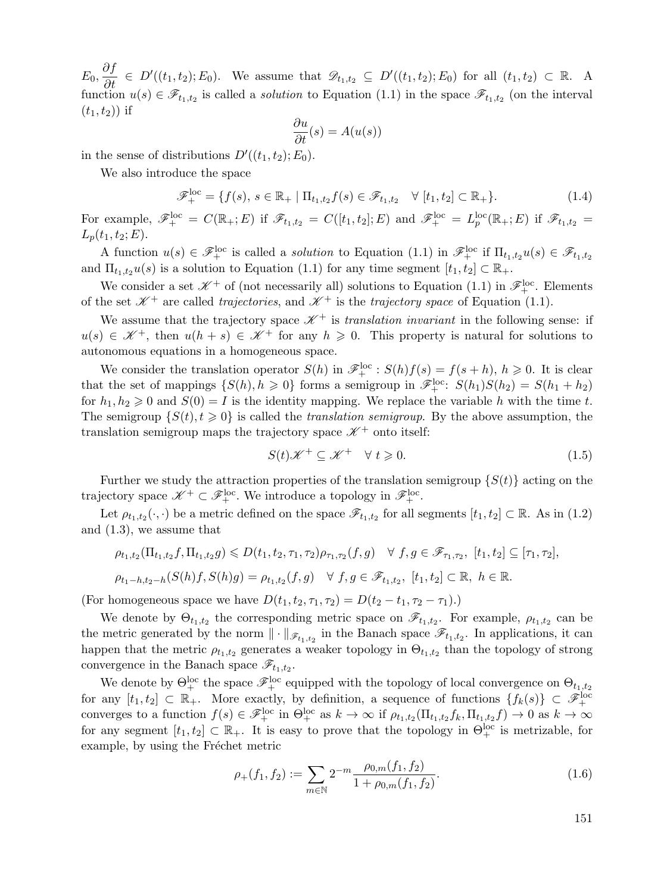$E_0, \dfrac{\partial f}{\partial t} \in D'((t_1,t_2);E_0)$. We assume that $\mathscr{D}_{t_1,t_2} \subseteq D'((t_1,t_2);E_0)$ for all $(t_1,t_2) \subset \mathbb{R}$. A function $u(s) \in \mathscr{F}_{t_1,t_2}$ is called a *solution* to Equation (1.1) in the space $\mathscr{F}_{t_1,t_2}$ (on the interval $(t_1,t_2)$) if

$$\frac{\partial u}{\partial t}(s) = A(u(s))$$

in the sense of distributions $D'((t_1,t_2);E_0)$.

We also introduce the space

$$\mathscr{F}_+^{\mathrm{loc}} = \{f(s),\ s \in \mathbb{R}_+ \mid \Pi_{t_1,t_2} f(s) \in \mathscr{F}_{t_1,t_2} \quad \forall\ [t_1,t_2] \subset \mathbb{R}_+\}. \tag{1.4}$$

For example, $\mathscr{F}_+^{\mathrm{loc}} = C(\mathbb{R}_+;E)$ if $\mathscr{F}_{t_1,t_2} = C([t_1,t_2];E)$ and $\mathscr{F}_+^{\mathrm{loc}} = L_p^{\mathrm{loc}}(\mathbb{R}_+;E)$ if $\mathscr{F}_{t_1,t_2} = L_p(t_1,t_2;E)$.

A function $u(s) \in \mathscr{F}_+^{\mathrm{loc}}$ is called a *solution* to Equation (1.1) in $\mathscr{F}_+^{\mathrm{loc}}$ if $\Pi_{t_1,t_2}u(s) \in \mathscr{F}_{t_1,t_2}$ and $\Pi_{t_1,t_2}u(s)$ is a solution to Equation (1.1) for any time segment $[t_1,t_2] \subset \mathbb{R}_+$.

We consider a set $\mathscr{K}^+$ of (not necessarily all) solutions to Equation (1.1) in $\mathscr{F}_+^{\mathrm{loc}}$. Elements of the set $\mathscr{K}^+$ are called *trajectories*, and $\mathscr{K}^+$ is the *trajectory space* of Equation (1.1).

We assume that the trajectory space $\mathscr{K}^+$ is *translation invariant* in the following sense: if $u(s) \in \mathscr{K}^+$, then $u(h+s) \in \mathscr{K}^+$ for any $h \geqslant 0$. This property is natural for solutions to autonomous equations in a homogeneous space.

We consider the translation operator $S(h)$ in $\mathscr{F}_+^{\mathrm{loc}} : S(h)f(s) = f(s+h)$, $h \geqslant 0$. It is clear that the set of mappings $\{S(h), h \geqslant 0\}$ forms a semigroup in $\mathscr{F}_+^{\mathrm{loc}}$: $S(h_1)S(h_2) = S(h_1+h_2)$ for $h_1,h_2 \geqslant 0$ and $S(0) = I$ is the identity mapping. We replace the variable $h$ with the time $t$. The semigroup $\{S(t), t \geqslant 0\}$ is called the *translation semigroup*. By the above assumption, the translation semigroup maps the trajectory space $\mathscr{K}^+$ onto itself:

$$S(t)\mathscr{K}^+ \subseteq \mathscr{K}^+ \quad \forall\ t \geqslant 0. \tag{1.5}$$

Further we study the attraction properties of the translation semigroup $\{S(t)\}$ acting on the trajectory space $\mathscr{K}^+ \subset \mathscr{F}_+^{\mathrm{loc}}$. We introduce a topology in $\mathscr{F}_+^{\mathrm{loc}}$.

Let $\rho_{t_1,t_2}(\cdot,\cdot)$ be a metric defined on the space $\mathscr{F}_{t_1,t_2}$ for all segments $[t_1,t_2] \subset \mathbb{R}$. As in (1.2) and (1.3), we assume that

$$\rho_{t_1,t_2}(\Pi_{t_1,t_2}f, \Pi_{t_1,t_2}g) \leqslant D(t_1,t_2,\tau_1,\tau_2)\rho_{\tau_1,\tau_2}(f,g) \quad \forall\ f,g \in \mathscr{F}_{\tau_1,\tau_2},\ [t_1,t_2] \subseteq [\tau_1,\tau_2],$$

$$\rho_{t_1-h,t_2-h}(S(h)f, S(h)g) = \rho_{t_1,t_2}(f,g) \quad \forall\ f,g \in \mathscr{F}_{t_1,t_2},\ [t_1,t_2] \subset \mathbb{R},\ h \in \mathbb{R}.$$

(For homogeneous space we have $D(t_1,t_2,\tau_1,\tau_2) = D(t_2-t_1,\tau_2-\tau_1)$.)

We denote by $\Theta_{t_1,t_2}$ the corresponding metric space on $\mathscr{F}_{t_1,t_2}$. For example, $\rho_{t_1,t_2}$ can be the metric generated by the norm $\|\cdot\|_{\mathscr{F}_{t_1,t_2}}$ in the Banach space $\mathscr{F}_{t_1,t_2}$. In applications, it can happen that the metric $\rho_{t_1,t_2}$ generates a weaker topology in $\Theta_{t_1,t_2}$ than the topology of strong convergence in the Banach space $\mathscr{F}_{t_1,t_2}$.

We denote by $\Theta_+^{\mathrm{loc}}$ the space $\mathscr{F}_+^{\mathrm{loc}}$ equipped with the topology of local convergence on $\Theta_{t_1,t_2}$ for any $[t_1,t_2] \subset \mathbb{R}_+$. More exactly, by definition, a sequence of functions $\{f_k(s)\} \subset \mathscr{F}_+^{\mathrm{loc}}$ converges to a function $f(s) \in \mathscr{F}_+^{\mathrm{loc}}$ in $\Theta_+^{\mathrm{loc}}$ as $k \to \infty$ if $\rho_{t_1,t_2}(\Pi_{t_1,t_2}f_k, \Pi_{t_1,t_2}f) \to 0$ as $k \to \infty$ for any segment $[t_1,t_2] \subset \mathbb{R}_+$. It is easy to prove that the topology in $\Theta_+^{\mathrm{loc}}$ is metrizable, for example, by using the Fréchet metric

$$\rho_+(f_1,f_2) := \sum_{m \in \mathbb{N}} 2^{-m} \frac{\rho_{0,m}(f_1,f_2)}{1+\rho_{0,m}(f_1,f_2)}. \tag{1.6}$$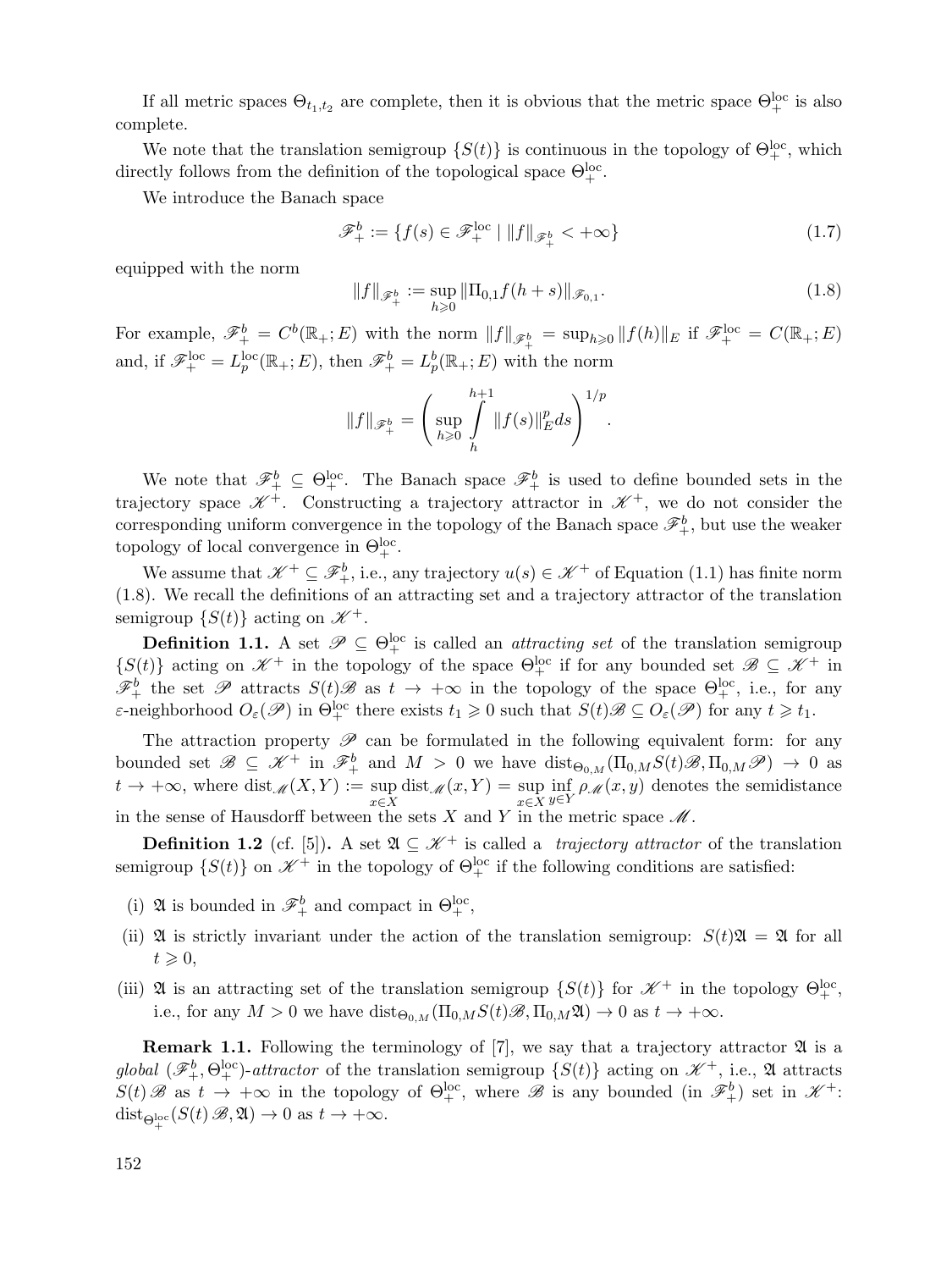If all metric spaces $\Theta_{t_1,t_2}$ are complete, then it is obvious that the metric space $\Theta_+^{\rm loc}$ is also complete.

We note that the translation semigroup $\{S(t)\}$ is continuous in the topology of $\Theta_+^{\rm loc}$, which directly follows from the definition of the topological space $\Theta_+^{\rm loc}$.

We introduce the Banach space

$$\mathscr{F}_+^b := \{f(s) \in \mathscr{F}_+^{\rm loc} \mid \|f\|_{\mathscr{F}_+^b} < +\infty\} \tag{1.7}$$

equipped with the norm

$$\|f\|_{\mathscr{F}_+^b} := \sup_{h \geqslant 0} \|\Pi_{0,1} f(h+s)\|_{\mathscr{F}_{0,1}}. \tag{1.8}$$

For example, $\mathscr{F}_+^b = C^b(\mathbb{R}_+; E)$ with the norm $\|f\|_{\mathscr{F}_+^b} = \sup_{h \geqslant 0} \|f(h)\|_E$ if $\mathscr{F}_+^{\rm loc} = C(\mathbb{R}_+; E)$ and, if $\mathscr{F}_+^{\rm loc} = L_p^{\rm loc}(\mathbb{R}_+; E)$, then $\mathscr{F}_+^b = L_p^b(\mathbb{R}_+; E)$ with the norm

$$\|f\|_{\mathscr{F}_+^b} = \left( \sup_{h \geqslant 0} \int_h^{h+1} \|f(s)\|_E^p ds \right)^{1/p}.$$

We note that $\mathscr{F}_+^b \subseteq \Theta_+^{\rm loc}$. The Banach space $\mathscr{F}_+^b$ is used to define bounded sets in the trajectory space $\mathscr{K}^+$. Constructing a trajectory attractor in $\mathscr{K}^+$, we do not consider the corresponding uniform convergence in the topology of the Banach space $\mathscr{F}_+^b$, but use the weaker topology of local convergence in $\Theta_+^{\rm loc}$.

We assume that $\mathscr{K}^+ \subseteq \mathscr{F}_+^b$, i.e., any trajectory $u(s) \in \mathscr{K}^+$ of Equation (1.1) has finite norm (1.8). We recall the definitions of an attracting set and a trajectory attractor of the translation semigroup $\{S(t)\}$ acting on $\mathscr{K}^+$.

**Definition 1.1.** A set $\mathscr{P} \subseteq \Theta_+^{\rm loc}$ is called an *attracting set* of the translation semigroup $\{S(t)\}$ acting on $\mathscr{K}^+$ in the topology of the space $\Theta_+^{\rm loc}$ if for any bounded set $\mathscr{B} \subseteq \mathscr{K}^+$ in $\mathscr{F}_+^b$ the set $\mathscr{P}$ attracts $S(t)\mathscr{B}$ as $t \to +\infty$ in the topology of the space $\Theta_+^{\rm loc}$, i.e., for any $\varepsilon$-neighborhood $O_\varepsilon(\mathscr{P})$ in $\Theta_+^{\rm loc}$ there exists $t_1 \geqslant 0$ such that $S(t)\mathscr{B} \subseteq O_\varepsilon(\mathscr{P})$ for any $t \geqslant t_1$.

The attraction property $\mathscr{P}$ can be formulated in the following equivalent form: for any bounded set $\mathscr{B} \subseteq \mathscr{K}^+$ in $\mathscr{F}_+^b$ and $M > 0$ we have $\operatorname{dist}_{\Theta_{0,M}}(\Pi_{0,M} S(t)\mathscr{B}, \Pi_{0,M}\mathscr{P}) \to 0$ as $t \to +\infty$, where $\operatorname{dist}_{\mathscr{M}}(X,Y) := \sup\limits_{x \in X} \operatorname{dist}_{\mathscr{M}}(x,Y) = \sup\limits_{x \in X} \inf\limits_{y \in Y} \rho_{\mathscr{M}}(x,y)$ denotes the semidistance in the sense of Hausdorff between the sets $X$ and $Y$ in the metric space $\mathscr{M}$.

**Definition 1.2** (cf. [5])**.** A set $\mathfrak{A} \subseteq \mathscr{K}^+$ is called a *trajectory attractor* of the translation semigroup $\{S(t)\}$ on $\mathscr{K}^+$ in the topology of $\Theta_+^{\rm loc}$ if the following conditions are satisfied:

(i) $\mathfrak{A}$ is bounded in $\mathscr{F}_+^b$ and compact in $\Theta_+^{\rm loc}$,

(ii) $\mathfrak{A}$ is strictly invariant under the action of the translation semigroup: $S(t)\mathfrak{A} = \mathfrak{A}$ for all $t \geqslant 0$,

(iii) $\mathfrak{A}$ is an attracting set of the translation semigroup $\{S(t)\}$ for $\mathscr{K}^+$ in the topology $\Theta_+^{\rm loc}$, i.e., for any $M > 0$ we have $\operatorname{dist}_{\Theta_{0,M}}(\Pi_{0,M} S(t)\mathscr{B}, \Pi_{0,M}\mathfrak{A}) \to 0$ as $t \to +\infty$.

**Remark 1.1.** Following the terminology of [7], we say that a trajectory attractor $\mathfrak{A}$ is a *global* $(\mathscr{F}_+^b, \Theta_+^{\rm loc})$*-attractor* of the translation semigroup $\{S(t)\}$ acting on $\mathscr{K}^+$, i.e., $\mathfrak{A}$ attracts $S(t)\mathscr{B}$ as $t \to +\infty$ in the topology of $\Theta_+^{\rm loc}$, where $\mathscr{B}$ is any bounded (in $\mathscr{F}_+^b$) set in $\mathscr{K}^+$: $\operatorname{dist}_{\Theta_+^{\rm loc}}(S(t)\mathscr{B}, \mathfrak{A}) \to 0$ as $t \to +\infty$.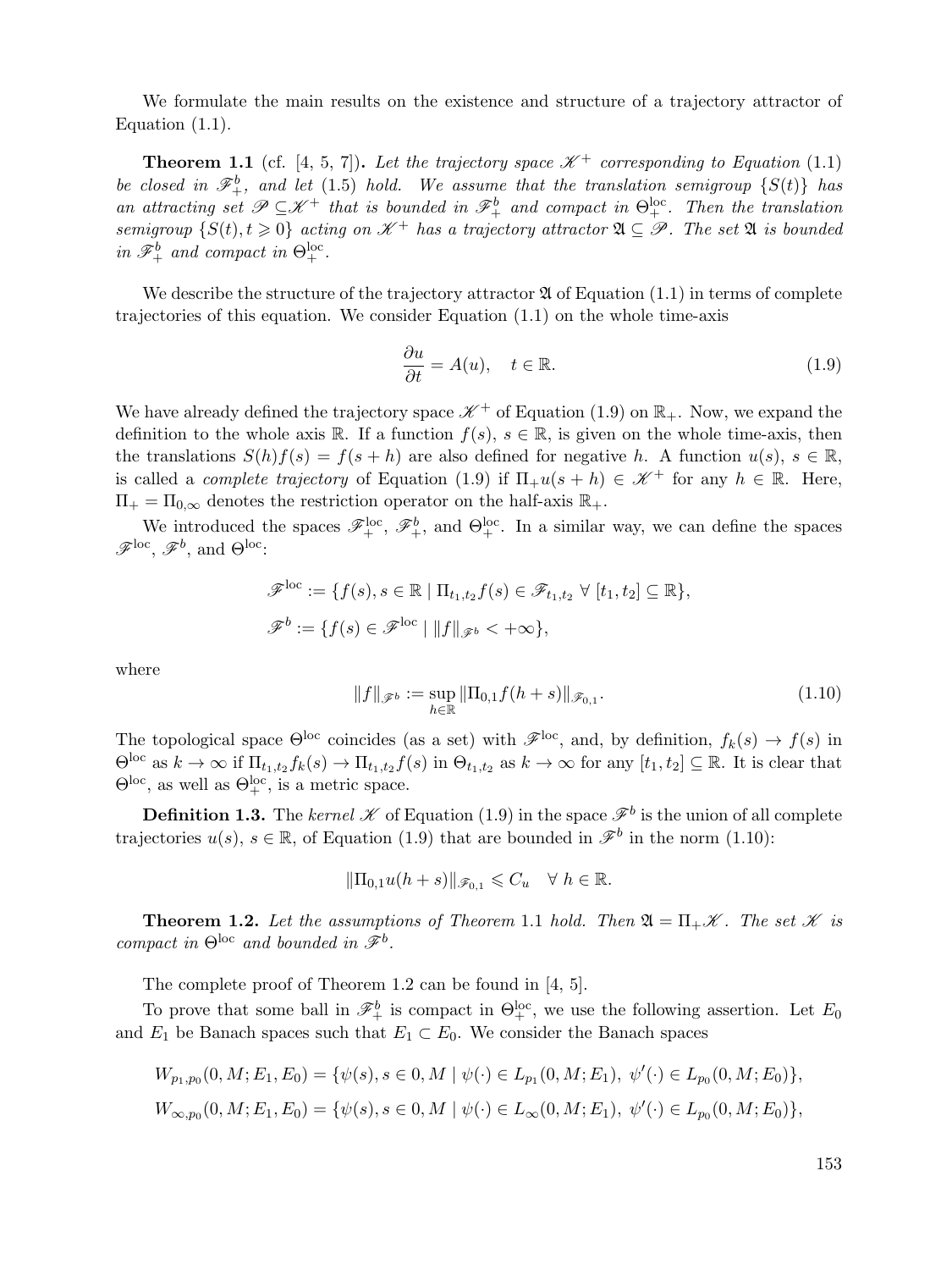We formulate the main results on the existence and structure of a trajectory attractor of Equation (1.1).

**Theorem 1.1** (cf. [4, 5, 7]). *Let the trajectory space $\mathscr{K}^+$ corresponding to Equation* (1.1) *be closed in $\mathscr{F}^b_+$, and let* (1.5) *hold. We assume that the translation semigroup $\{S(t)\}$ has an attracting set $\mathscr{P} \subseteq \mathscr{K}^+$ that is bounded in $\mathscr{F}^b_+$ and compact in $\Theta^{\rm loc}_+$. Then the translation semigroup $\{S(t), t \geqslant 0\}$ acting on $\mathscr{K}^+$ has a trajectory attractor $\mathfrak{A} \subseteq \mathscr{P}$. The set $\mathfrak{A}$ is bounded in $\mathscr{F}^b_+$ and compact in $\Theta^{\rm loc}_+$.*

We describe the structure of the trajectory attractor $\mathfrak{A}$ of Equation (1.1) in terms of complete trajectories of this equation. We consider Equation (1.1) on the whole time-axis

$$\frac{\partial u}{\partial t} = A(u), \quad t \in \mathbb{R}. \tag{1.9}$$

We have already defined the trajectory space $\mathscr{K}^+$ of Equation (1.9) on $\mathbb{R}_+$. Now, we expand the definition to the whole axis $\mathbb{R}$. If a function $f(s)$, $s \in \mathbb{R}$, is given on the whole time-axis, then the translations $S(h)f(s) = f(s+h)$ are also defined for negative $h$. A function $u(s)$, $s \in \mathbb{R}$, is called a *complete trajectory* of Equation (1.9) if $\Pi_+ u(s+h) \in \mathscr{K}^+$ for any $h \in \mathbb{R}$. Here, $\Pi_+ = \Pi_{0,\infty}$ denotes the restriction operator on the half-axis $\mathbb{R}_+$.

We introduced the spaces $\mathscr{F}^{\rm loc}_+$, $\mathscr{F}^b_+$, and $\Theta^{\rm loc}_+$. In a similar way, we can define the spaces $\mathscr{F}^{\rm loc}$, $\mathscr{F}^b$, and $\Theta^{\rm loc}$:

$$\mathscr{F}^{\rm loc} := \{f(s), s \in \mathbb{R} \mid \Pi_{t_1,t_2} f(s) \in \mathscr{F}_{t_1,t_2} \ \forall\ [t_1, t_2] \subseteq \mathbb{R}\},$$

$$\mathscr{F}^b := \{f(s) \in \mathscr{F}^{\rm loc} \mid \|f\|_{\mathscr{F}^b} < +\infty\},$$

where

$$\|f\|_{\mathscr{F}^b} := \sup_{h \in \mathbb{R}} \|\Pi_{0,1} f(h+s)\|_{\mathscr{F}_{0,1}}. \tag{1.10}$$

The topological space $\Theta^{\rm loc}$ coincides (as a set) with $\mathscr{F}^{\rm loc}$, and, by definition, $f_k(s) \to f(s)$ in $\Theta^{\rm loc}$ as $k \to \infty$ if $\Pi_{t_1,t_2} f_k(s) \to \Pi_{t_1,t_2} f(s)$ in $\Theta_{t_1,t_2}$ as $k \to \infty$ for any $[t_1, t_2] \subseteq \mathbb{R}$. It is clear that $\Theta^{\rm loc}$, as well as $\Theta^{\rm loc}_+$, is a metric space.

**Definition 1.3.** The *kernel* $\mathscr{K}$ of Equation (1.9) in the space $\mathscr{F}^b$ is the union of all complete trajectories $u(s)$, $s \in \mathbb{R}$, of Equation (1.9) that are bounded in $\mathscr{F}^b$ in the norm (1.10):

$$\|\Pi_{0,1} u(h+s)\|_{\mathscr{F}_{0,1}} \leqslant C_u \quad \forall\ h \in \mathbb{R}.$$

**Theorem 1.2.** *Let the assumptions of Theorem* 1.1 *hold. Then $\mathfrak{A} = \Pi_+ \mathscr{K}$. The set $\mathscr{K}$ is compact in $\Theta^{\rm loc}$ and bounded in $\mathscr{F}^b$.*

The complete proof of Theorem 1.2 can be found in [4, 5].

To prove that some ball in $\mathscr{F}^b_+$ is compact in $\Theta^{\rm loc}_+$, we use the following assertion. Let $E_0$ and $E_1$ be Banach spaces such that $E_1 \subset E_0$. We consider the Banach spaces

$$W_{p_1,p_0}(0, M; E_1, E_0) = \{\psi(s), s \in 0, M \mid \psi(\cdot) \in L_{p_1}(0, M; E_1),\ \psi'(\cdot) \in L_{p_0}(0, M; E_0)\},$$

$$W_{\infty,p_0}(0, M; E_1, E_0) = \{\psi(s), s \in 0, M \mid \psi(\cdot) \in L_\infty(0, M; E_1),\ \psi'(\cdot) \in L_{p_0}(0, M; E_0)\},$$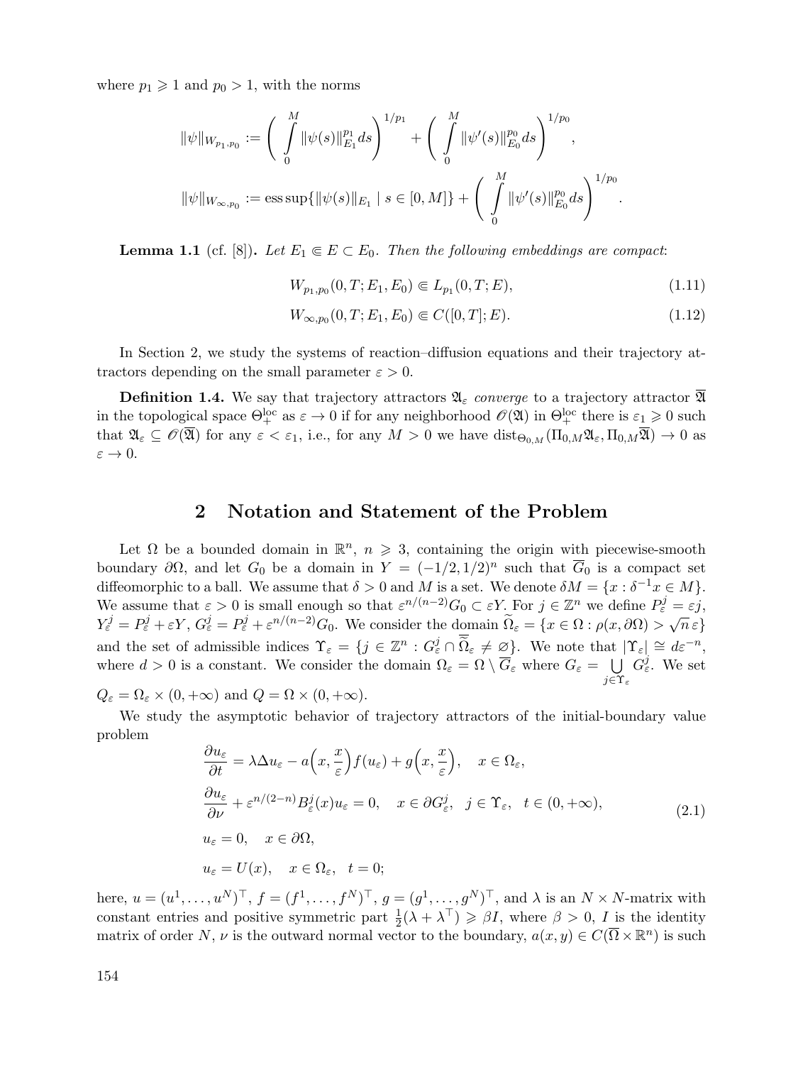where $p_1 \geqslant 1$ and $p_0 > 1$, with the norms

$$\|\psi\|_{W_{p_1,p_0}} := \left( \int_0^M \|\psi(s)\|_{E_1}^{p_1} ds \right)^{1/p_1} + \left( \int_0^M \|\psi'(s)\|_{E_0}^{p_0} ds \right)^{1/p_0},$$

$$\|\psi\|_{W_{\infty,p_0}} := \operatorname{ess\,sup}\{\|\psi(s)\|_{E_1} \mid s \in [0, M]\} + \left( \int_0^M \|\psi'(s)\|_{E_0}^{p_0} ds \right)^{1/p_0}.$$

**Lemma 1.1** (cf. [8])**.** *Let $E_1 \Subset E \subset E_0$. Then the following embeddings are compact*:

$$W_{p_1,p_0}(0, T; E_1, E_0) \Subset L_{p_1}(0, T; E), \tag{1.11}$$

$$W_{\infty,p_0}(0, T; E_1, E_0) \Subset C([0, T]; E). \tag{1.12}$$

In Section 2, we study the systems of reaction–diffusion equations and their trajectory attractors depending on the small parameter $\varepsilon > 0$.

**Definition 1.4.** We say that trajectory attractors $\mathfrak{A}_\varepsilon$ *converge* to a trajectory attractor $\overline{\mathfrak{A}}$ in the topological space $\Theta_+^{\mathrm{loc}}$ as $\varepsilon \to 0$ if for any neighborhood $\mathscr{O}(\mathfrak{A})$ in $\Theta_+^{\mathrm{loc}}$ there is $\varepsilon_1 \geqslant 0$ such that $\mathfrak{A}_\varepsilon \subseteq \mathscr{O}(\overline{\mathfrak{A}})$ for any $\varepsilon < \varepsilon_1$, i.e., for any $M > 0$ we have $\operatorname{dist}_{\Theta_{0,M}}(\Pi_{0,M}\mathfrak{A}_\varepsilon, \Pi_{0,M}\overline{\mathfrak{A}}) \to 0$ as $\varepsilon \to 0$.

## 2 Notation and Statement of the Problem

Let $\Omega$ be a bounded domain in $\mathbb{R}^n$, $n \geqslant 3$, containing the origin with piecewise-smooth boundary $\partial\Omega$, and let $G_0$ be a domain in $Y = (-1/2, 1/2)^n$ such that $\overline{G}_0$ is a compact set diffeomorphic to a ball. We assume that $\delta > 0$ and $M$ is a set. We denote $\delta M = \{x : \delta^{-1}x \in M\}$. We assume that $\varepsilon > 0$ is small enough so that $\varepsilon^{n/(n-2)}G_0 \subset \varepsilon Y$. For $j \in \mathbb{Z}^n$ we define $P_\varepsilon^j = \varepsilon j$, $Y_\varepsilon^j = P_\varepsilon^j + \varepsilon Y$, $G_\varepsilon^j = P_\varepsilon^j + \varepsilon^{n/(n-2)}G_0$. We consider the domain $\widetilde{\Omega}_\varepsilon = \{x \in \Omega : \rho(x, \partial\Omega) > \sqrt{n}\,\varepsilon\}$ and the set of admissible indices $\Upsilon_\varepsilon = \{j \in \mathbb{Z}^n : G_\varepsilon^j \cap \overline{\widetilde{\Omega}}_\varepsilon \neq \varnothing\}$. We note that $|\Upsilon_\varepsilon| \cong d\varepsilon^{-n}$, where $d > 0$ is a constant. We consider the domain $\Omega_\varepsilon = \Omega \setminus \overline{G}_\varepsilon$ where $G_\varepsilon = \bigcup_{j \in \Upsilon_\varepsilon} G_\varepsilon^j$. We set $Q_\varepsilon = \Omega_\varepsilon \times (0, +\infty)$ and $Q = \Omega \times (0, +\infty)$.

We study the asymptotic behavior of trajectory attractors of the initial-boundary value problem

$$\begin{aligned}
&\frac{\partial u_\varepsilon}{\partial t} = \lambda \Delta u_\varepsilon - a\Big(x, \frac{x}{\varepsilon}\Big) f(u_\varepsilon) + g\Big(x, \frac{x}{\varepsilon}\Big), \quad x \in \Omega_\varepsilon, \\
&\frac{\partial u_\varepsilon}{\partial \nu} + \varepsilon^{n/(2-n)} B_\varepsilon^j(x) u_\varepsilon = 0, \quad x \in \partial G_\varepsilon^j, \quad j \in \Upsilon_\varepsilon, \quad t \in (0, +\infty), \\
&u_\varepsilon = 0, \quad x \in \partial\Omega, \\
&u_\varepsilon = U(x), \quad x \in \Omega_\varepsilon, \quad t = 0;
\end{aligned} \tag{2.1}$$

here, $u = (u^1, \ldots, u^N)^\top$, $f = (f^1, \ldots, f^N)^\top$, $g = (g^1, \ldots, g^N)^\top$, and $\lambda$ is an $N \times N$-matrix with constant entries and positive symmetric part $\frac{1}{2}(\lambda + \lambda^\top) \geqslant \beta I$, where $\beta > 0$, $I$ is the identity matrix of order $N$, $\nu$ is the outward normal vector to the boundary, $a(x, y) \in C(\overline{\Omega} \times \mathbb{R}^n)$ is such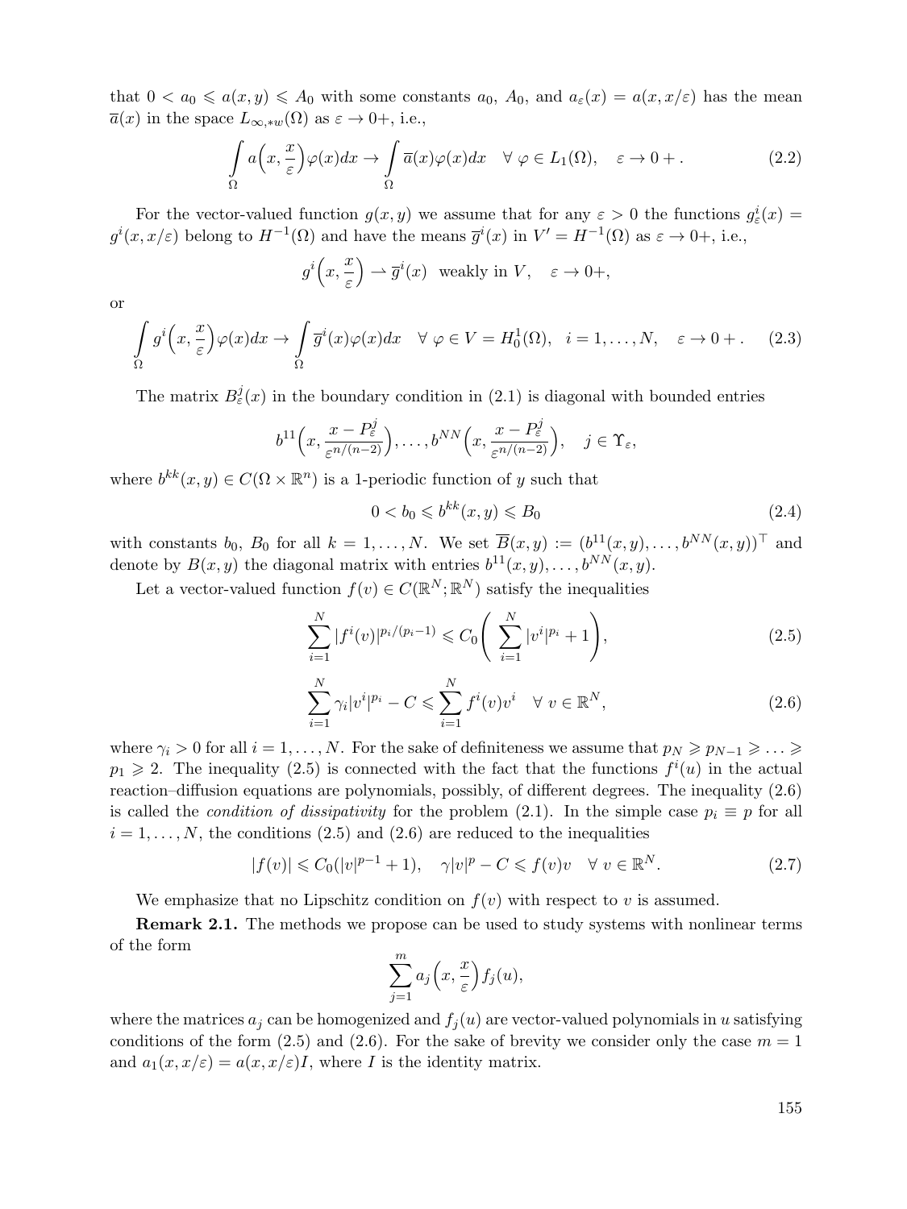that $0 < a_0 \leqslant a(x,y) \leqslant A_0$ with some constants $a_0$, $A_0$, and $a_\varepsilon(x) = a(x, x/\varepsilon)$ has the mean $\overline{a}(x)$ in the space $L_{\infty,*w}(\Omega)$ as $\varepsilon \to 0+$, i.e.,

$$\int\limits_\Omega a\Big(x, \frac{x}{\varepsilon}\Big)\varphi(x)dx \to \int\limits_\Omega \overline{a}(x)\varphi(x)dx \quad \forall\, \varphi \in L_1(\Omega), \quad \varepsilon \to 0+\,. \tag{2.2}$$

For the vector-valued function $g(x,y)$ we assume that for any $\varepsilon > 0$ the functions $g^i_\varepsilon(x) = g^i(x, x/\varepsilon)$ belong to $H^{-1}(\Omega)$ and have the means $\overline{g}^i(x)$ in $V' = H^{-1}(\Omega)$ as $\varepsilon \to 0+$, i.e.,

$$g^i\Big(x, \frac{x}{\varepsilon}\Big) \rightharpoonup \overline{g}^i(x) \;\; \text{weakly in } V, \quad \varepsilon \to 0+,$$

or

$$\int\limits_\Omega g^i\Big(x, \frac{x}{\varepsilon}\Big)\varphi(x)dx \to \int\limits_\Omega \overline{g}^i(x)\varphi(x)dx \quad \forall\, \varphi \in V = H^1_0(\Omega), \quad i = 1,\ldots,N, \quad \varepsilon \to 0+\,. \tag{2.3}$$

The matrix $B^j_\varepsilon(x)$ in the boundary condition in (2.1) is diagonal with bounded entries

$$b^{11}\Big(x, \frac{x - P^j_\varepsilon}{\varepsilon^{n/(n-2)}}\Big), \ldots, b^{NN}\Big(x, \frac{x - P^j_\varepsilon}{\varepsilon^{n/(n-2)}}\Big), \quad j \in \Upsilon_\varepsilon,$$

where $b^{kk}(x,y) \in C(\Omega \times \mathbb{R}^n)$ is a 1-periodic function of $y$ such that

$$0 < b_0 \leqslant b^{kk}(x,y) \leqslant B_0 \tag{2.4}$$

with constants $b_0$, $B_0$ for all $k = 1,\ldots,N$. We set $\overline{B}(x,y) := (b^{11}(x,y),\ldots,b^{NN}(x,y))^\top$ and denote by $B(x,y)$ the diagonal matrix with entries $b^{11}(x,y),\ldots,b^{NN}(x,y)$.

Let a vector-valued function $f(v) \in C(\mathbb{R}^N;\mathbb{R}^N)$ satisfy the inequalities

$$\sum_{i=1}^N |f^i(v)|^{p_i/(p_i-1)} \leqslant C_0\bigg(\sum_{i=1}^N |v^i|^{p_i} + 1\bigg), \tag{2.5}$$

$$\sum_{i=1}^N \gamma_i |v^i|^{p_i} - C \leqslant \sum_{i=1}^N f^i(v)v^i \quad \forall\, v \in \mathbb{R}^N, \tag{2.6}$$

where $\gamma_i > 0$ for all $i = 1,\ldots,N$. For the sake of definiteness we assume that $p_N \geqslant p_{N-1} \geqslant \ldots \geqslant p_1 \geqslant 2$. The inequality (2.5) is connected with the fact that the functions $f^i(u)$ in the actual reaction–diffusion equations are polynomials, possibly, of different degrees. The inequality (2.6) is called the *condition of dissipativity* for the problem (2.1). In the simple case $p_i \equiv p$ for all $i = 1,\ldots,N$, the conditions (2.5) and (2.6) are reduced to the inequalities

$$|f(v)| \leqslant C_0(|v|^{p-1} + 1), \quad \gamma|v|^p - C \leqslant f(v)v \quad \forall\, v \in \mathbb{R}^N. \tag{2.7}$$

We emphasize that no Lipschitz condition on $f(v)$ with respect to $v$ is assumed.

**Remark 2.1.** The methods we propose can be used to study systems with nonlinear terms of the form

$$\sum_{j=1}^m a_j\Big(x, \frac{x}{\varepsilon}\Big) f_j(u),$$

where the matrices $a_j$ can be homogenized and $f_j(u)$ are vector-valued polynomials in $u$ satisfying conditions of the form (2.5) and (2.6). For the sake of brevity we consider only the case $m = 1$ and $a_1(x, x/\varepsilon) = a(x, x/\varepsilon)I$, where $I$ is the identity matrix.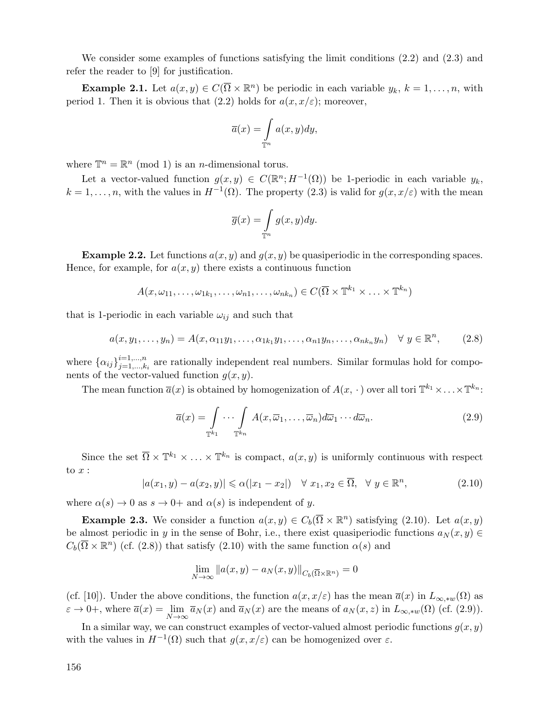We consider some examples of functions satisfying the limit conditions (2.2) and (2.3) and refer the reader to [9] for justification.

**Example 2.1.** Let $a(x,y) \in C(\overline{\Omega} \times \mathbb{R}^n)$ be periodic in each variable $y_k$, $k = 1, \dots, n$, with period 1. Then it is obvious that (2.2) holds for $a(x, x/\varepsilon)$; moreover,

$$\overline{a}(x) = \int\limits_{\mathbb{T}^n} a(x,y)dy,$$

where $\mathbb{T}^n = \mathbb{R}^n \pmod 1$ is an $n$-dimensional torus.

Let a vector-valued function $g(x,y) \in C(\mathbb{R}^n; H^{-1}(\Omega))$ be 1-periodic in each variable $y_k$, $k = 1, \dots, n$, with the values in $H^{-1}(\Omega)$. The property (2.3) is valid for $g(x, x/\varepsilon)$ with the mean

$$\overline{g}(x) = \int\limits_{\mathbb{T}^n} g(x,y)dy.$$

**Example 2.2.** Let functions $a(x,y)$ and $g(x,y)$ be quasiperiodic in the corresponding spaces. Hence, for example, for $a(x,y)$ there exists a continuous function

$$A(x, \omega_{11}, \dots, \omega_{1k_1}, \dots, \omega_{n1}, \dots, \omega_{nk_n}) \in C(\overline{\Omega} \times \mathbb{T}^{k_1} \times \ldots \times \mathbb{T}^{k_n})$$

that is 1-periodic in each variable $\omega_{ij}$ and such that

$$a(x, y_1, \dots, y_n) = A(x, \alpha_{11}y_1, \dots, \alpha_{1k_1}y_1, \dots, \alpha_{n1}y_n, \dots, \alpha_{nk_n}y_n) \quad \forall\ y \in \mathbb{R}^n, \tag{2.8}$$

where $\{\alpha_{ij}\}_{j=1,\dots,k_i}^{i=1,\dots,n}$ are rationally independent real numbers. Similar formulas hold for components of the vector-valued function $g(x,y)$.

The mean function $\overline{a}(x)$ is obtained by homogenization of $A(x, \cdot\,)$ over all tori $\mathbb{T}^{k_1} \times \ldots \times \mathbb{T}^{k_n}$:

$$\overline{a}(x) = \int\limits_{\mathbb{T}^{k_1}} \cdots \int\limits_{\mathbb{T}^{k_n}} A(x, \overline{\omega}_1, \dots, \overline{\omega}_n) d\overline{\omega}_1 \cdots d\overline{\omega}_n. \tag{2.9}$$

Since the set $\overline{\Omega} \times \mathbb{T}^{k_1} \times \ldots \times \mathbb{T}^{k_n}$ is compact, $a(x,y)$ is uniformly continuous with respect to $x$ :

$$|a(x_1, y) - a(x_2, y)| \leqslant \alpha(|x_1 - x_2|) \quad \forall\ x_1, x_2 \in \overline{\Omega}, \ \ \forall\ y \in \mathbb{R}^n, \tag{2.10}$$

where $\alpha(s) \to 0$ as $s \to 0+$ and $\alpha(s)$ is independent of $y$.

**Example 2.3.** We consider a function $a(x,y) \in C_b(\overline{\Omega} \times \mathbb{R}^n)$ satisfying (2.10). Let $a(x,y)$ be almost periodic in $y$ in the sense of Bohr, i.e., there exist quasiperiodic functions $a_N(x,y) \in C_b(\overline{\Omega} \times \mathbb{R}^n)$ (cf. (2.8)) that satisfy (2.10) with the same function $\alpha(s)$ and

$$\lim_{N \to \infty} \|a(x,y) - a_N(x,y)\|_{C_b(\overline{\Omega} \times \mathbb{R}^n)} = 0$$

(cf. [10]). Under the above conditions, the function $a(x, x/\varepsilon)$ has the mean $\overline{a}(x)$ in $L_{\infty,*w}(\Omega)$ as $\varepsilon \to 0+$, where $\overline{a}(x) = \lim\limits_{N \to \infty} \overline{a}_N(x)$ and $\overline{a}_N(x)$ are the means of $a_N(x,z)$ in $L_{\infty,*w}(\Omega)$ (cf. (2.9)).

In a similar way, we can construct examples of vector-valued almost periodic functions $g(x,y)$ with the values in $H^{-1}(\Omega)$ such that $g(x, x/\varepsilon)$ can be homogenized over $\varepsilon$.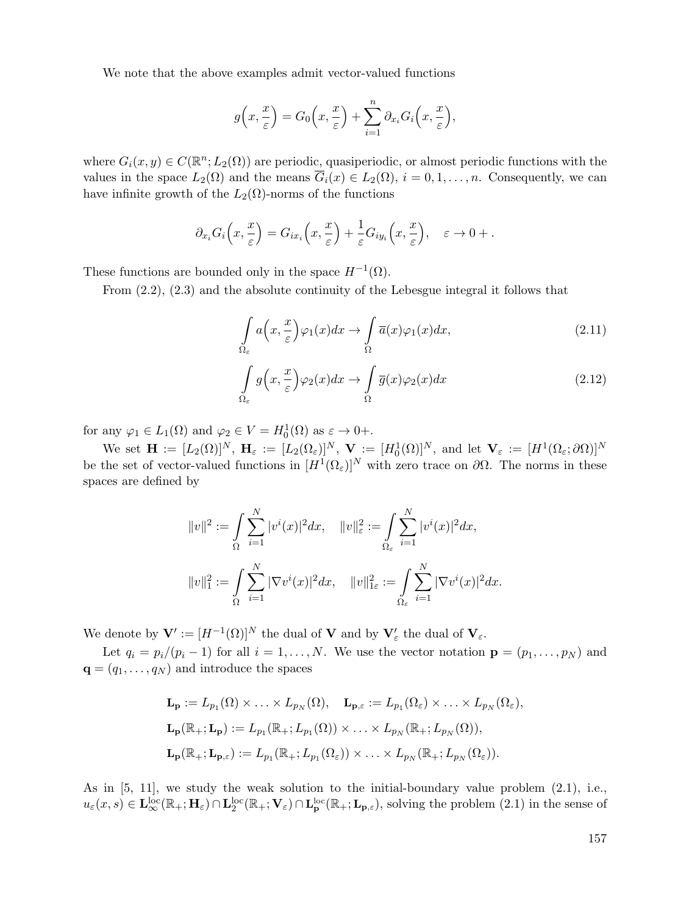We note that the above examples admit vector-valued functions

$$g\Big(x, \frac{x}{\varepsilon}\Big) = G_0\Big(x, \frac{x}{\varepsilon}\Big) + \sum_{i=1}^{n} \partial_{x_i} G_i\Big(x, \frac{x}{\varepsilon}\Big),$$

where $G_i(x, y) \in C(\mathbb{R}^n; L_2(\Omega))$ are periodic, quasiperiodic, or almost periodic functions with the values in the space $L_2(\Omega)$ and the means $\overline{G}_i(x) \in L_2(\Omega)$, $i = 0, 1, \ldots, n$. Consequently, we can have infinite growth of the $L_2(\Omega)$-norms of the functions

$$\partial_{x_i} G_i\Big(x, \frac{x}{\varepsilon}\Big) = G_{ix_i}\Big(x, \frac{x}{\varepsilon}\Big) + \frac{1}{\varepsilon} G_{iy_i}\Big(x, \frac{x}{\varepsilon}\Big), \quad \varepsilon \to 0+.$$

These functions are bounded only in the space $H^{-1}(\Omega)$.

From (2.2), (2.3) and the absolute continuity of the Lebesgue integral it follows that

$$\int\limits_{\Omega_\varepsilon} a\Big(x, \frac{x}{\varepsilon}\Big)\varphi_1(x)dx \to \int\limits_{\Omega} \overline{a}(x)\varphi_1(x)dx, \tag{2.11}$$

$$\int\limits_{\Omega_\varepsilon} g\Big(x, \frac{x}{\varepsilon}\Big)\varphi_2(x)dx \to \int\limits_{\Omega} \overline{g}(x)\varphi_2(x)dx \tag{2.12}$$

for any $\varphi_1 \in L_1(\Omega)$ and $\varphi_2 \in V = H_0^1(\Omega)$ as $\varepsilon \to 0+$.

We set $\mathbf{H} := [L_2(\Omega)]^N$, $\mathbf{H}_\varepsilon := [L_2(\Omega_\varepsilon)]^N$, $\mathbf{V} := [H_0^1(\Omega)]^N$, and let $\mathbf{V}_\varepsilon := [H^1(\Omega_\varepsilon; \partial\Omega)]^N$ be the set of vector-valued functions in $[H^1(\Omega_\varepsilon)]^N$ with zero trace on $\partial\Omega$. The norms in these spaces are defined by

$$\|v\|^2 := \int\limits_{\Omega} \sum_{i=1}^{N} |v^i(x)|^2 dx, \quad \|v\|_\varepsilon^2 := \int\limits_{\Omega_\varepsilon} \sum_{i=1}^{N} |v^i(x)|^2 dx,$$

$$\|v\|_1^2 := \int\limits_{\Omega} \sum_{i=1}^{N} |\nabla v^i(x)|^2 dx, \quad \|v\|_{1\varepsilon}^2 := \int\limits_{\Omega_\varepsilon} \sum_{i=1}^{N} |\nabla v^i(x)|^2 dx.$$

We denote by $\mathbf{V}' := [H^{-1}(\Omega)]^N$ the dual of $\mathbf{V}$ and by $\mathbf{V}'_\varepsilon$ the dual of $\mathbf{V}_\varepsilon$.

Let $q_i = p_i/(p_i - 1)$ for all $i = 1, \ldots, N$. We use the vector notation $\mathbf{p} = (p_1, \ldots, p_N)$ and $\mathbf{q} = (q_1, \ldots, q_N)$ and introduce the spaces

$$\mathbf{L_p} := L_{p_1}(\Omega) \times \ldots \times L_{p_N}(\Omega), \quad \mathbf{L}_{\mathbf{p},\varepsilon} := L_{p_1}(\Omega_\varepsilon) \times \ldots \times L_{p_N}(\Omega_\varepsilon),$$

$$\mathbf{L_p}(\mathbb{R}_+; \mathbf{L_p}) := L_{p_1}(\mathbb{R}_+; L_{p_1}(\Omega)) \times \ldots \times L_{p_N}(\mathbb{R}_+; L_{p_N}(\Omega)),$$

$$\mathbf{L_p}(\mathbb{R}_+; \mathbf{L}_{\mathbf{p},\varepsilon}) := L_{p_1}(\mathbb{R}_+; L_{p_1}(\Omega_\varepsilon)) \times \ldots \times L_{p_N}(\mathbb{R}_+; L_{p_N}(\Omega_\varepsilon)).$$

As in [5, 11], we study the weak solution to the initial-boundary value problem (2.1), i.e., $u_\varepsilon(x, s) \in \mathbf{L}_\infty^{\mathrm{loc}}(\mathbb{R}_+; \mathbf{H}_\varepsilon) \cap \mathbf{L}_2^{\mathrm{loc}}(\mathbb{R}_+; \mathbf{V}_\varepsilon) \cap \mathbf{L}_\mathbf{p}^{\mathrm{loc}}(\mathbb{R}_+; \mathbf{L}_{\mathbf{p},\varepsilon})$, solving the problem (2.1) in the sense of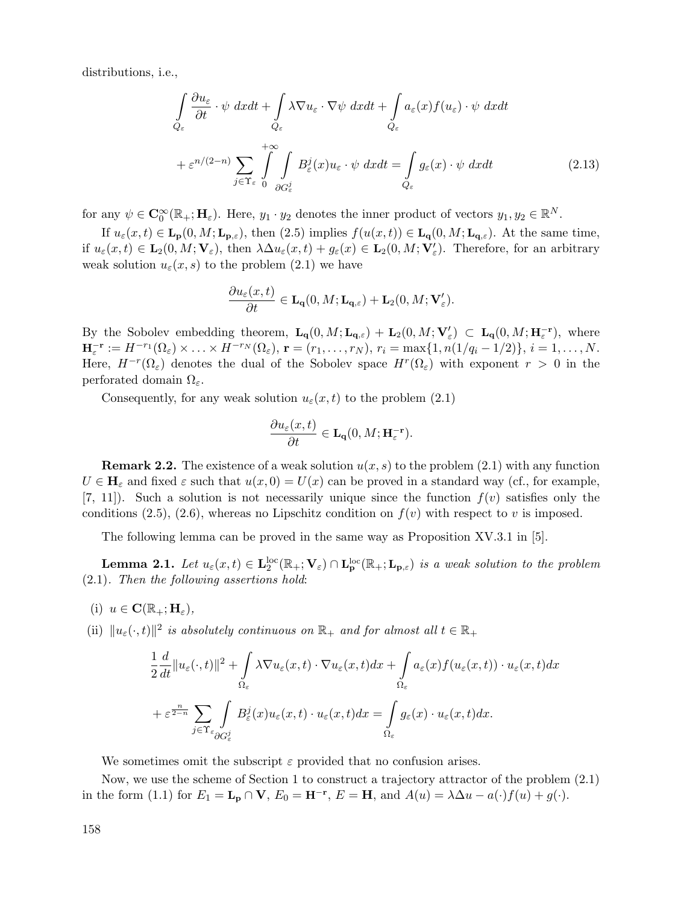distributions, i.e.,

$$
\int\limits_{Q_\varepsilon} \frac{\partial u_\varepsilon}{\partial t} \cdot \psi \, dxdt + \int\limits_{Q_\varepsilon} \lambda \nabla u_\varepsilon \cdot \nabla \psi \, dxdt + \int\limits_{Q_\varepsilon} a_\varepsilon(x) f(u_\varepsilon) \cdot \psi \, dxdt
$$

$$
+ \varepsilon^{n/(2-n)} \sum_{j \in \Upsilon_\varepsilon} \int\limits_0^{+\infty} \int\limits_{\partial G_\varepsilon^j} B_\varepsilon^j(x) u_\varepsilon \cdot \psi \, dxdt = \int\limits_{Q_\varepsilon} g_\varepsilon(x) \cdot \psi \, dxdt \tag{2.13}
$$

for any $\psi \in \mathbf{C}_0^\infty(\mathbb{R}_+; \mathbf{H}_\varepsilon)$. Here, $y_1 \cdot y_2$ denotes the inner product of vectors $y_1, y_2 \in \mathbb{R}^N$.

If $u_\varepsilon(x,t) \in \mathbf{L_p}(0, M; \mathbf{L}_{\mathbf{p},\varepsilon})$, then (2.5) implies $f(u(x,t)) \in \mathbf{L_q}(0, M; \mathbf{L}_{\mathbf{q},\varepsilon})$. At the same time, if $u_\varepsilon(x,t) \in \mathbf{L}_2(0, M; \mathbf{V}_\varepsilon)$, then $\lambda \Delta u_\varepsilon(x,t) + g_\varepsilon(x) \in \mathbf{L}_2(0, M; \mathbf{V}'_\varepsilon)$. Therefore, for an arbitrary weak solution $u_\varepsilon(x,s)$ to the problem (2.1) we have

$$
\frac{\partial u_\varepsilon(x,t)}{\partial t} \in \mathbf{L_q}(0, M; \mathbf{L}_{\mathbf{q},\varepsilon}) + \mathbf{L}_2(0, M; \mathbf{V}'_\varepsilon).
$$

By the Sobolev embedding theorem, $\mathbf{L_q}(0, M; \mathbf{L}_{\mathbf{q},\varepsilon}) + \mathbf{L}_2(0, M; \mathbf{V}'_\varepsilon) \subset \mathbf{L_q}(0, M; \mathbf{H}_\varepsilon^{-\mathbf{r}})$, where $\mathbf{H}_\varepsilon^{-\mathbf{r}} := H^{-r_1}(\Omega_\varepsilon) \times \ldots \times H^{-r_N}(\Omega_\varepsilon)$, $\mathbf{r} = (r_1, \ldots, r_N)$, $r_i = \max\{1, n(1/q_i - 1/2)\}$, $i = 1, \ldots, N$. Here, $H^{-r}(\Omega_\varepsilon)$ denotes the dual of the Sobolev space $H^r(\Omega_\varepsilon)$ with exponent $r > 0$ in the perforated domain $\Omega_\varepsilon$.

Consequently, for any weak solution $u_\varepsilon(x,t)$ to the problem (2.1)

$$
\frac{\partial u_\varepsilon(x,t)}{\partial t} \in \mathbf{L_q}(0, M; \mathbf{H}_\varepsilon^{-\mathbf{r}}).
$$

**Remark 2.2.** The existence of a weak solution $u(x,s)$ to the problem (2.1) with any function $U \in \mathbf{H}_\varepsilon$ and fixed $\varepsilon$ such that $u(x,0) = U(x)$ can be proved in a standard way (cf., for example, [7, 11]). Such a solution is not necessarily unique since the function $f(v)$ satisfies only the conditions (2.5), (2.6), whereas no Lipschitz condition on $f(v)$ with respect to $v$ is imposed.

The following lemma can be proved in the same way as Proposition XV.3.1 in [5].

**Lemma 2.1.** *Let $u_\varepsilon(x,t) \in \mathbf{L}_2^{\mathrm{loc}}(\mathbb{R}_+; \mathbf{V}_\varepsilon) \cap \mathbf{L}_\mathbf{p}^{\mathrm{loc}}(\mathbb{R}_+; \mathbf{L}_{\mathbf{p},\varepsilon})$ is a weak solution to the problem* (2.1)*. Then the following assertions hold*:

(i) $u \in \mathbf{C}(\mathbb{R}_+; \mathbf{H}_\varepsilon)$,

(ii) $\|u_\varepsilon(\cdot,t)\|^2$ *is absolutely continuous on* $\mathbb{R}_+$ *and for almost all* $t \in \mathbb{R}_+$

$$
\frac{1}{2}\frac{d}{dt}\|u_\varepsilon(\cdot,t)\|^2 + \int\limits_{\Omega_\varepsilon} \lambda \nabla u_\varepsilon(x,t) \cdot \nabla u_\varepsilon(x,t) dx + \int\limits_{\Omega_\varepsilon} a_\varepsilon(x) f(u_\varepsilon(x,t)) \cdot u_\varepsilon(x,t) dx
$$

$$
+ \varepsilon^{\frac{n}{2-n}} \sum_{j \in \Upsilon_\varepsilon} \int\limits_{\partial G_\varepsilon^j} B_\varepsilon^j(x) u_\varepsilon(x,t) \cdot u_\varepsilon(x,t) dx = \int\limits_{\Omega_\varepsilon} g_\varepsilon(x) \cdot u_\varepsilon(x,t) dx.
$$

We sometimes omit the subscript $\varepsilon$ provided that no confusion arises.

Now, we use the scheme of Section 1 to construct a trajectory attractor of the problem (2.1) in the form (1.1) for $E_1 = \mathbf{L_p} \cap \mathbf{V}$, $E_0 = \mathbf{H}^{-\mathbf{r}}$, $E = \mathbf{H}$, and $A(u) = \lambda \Delta u - a(\cdot) f(u) + g(\cdot)$.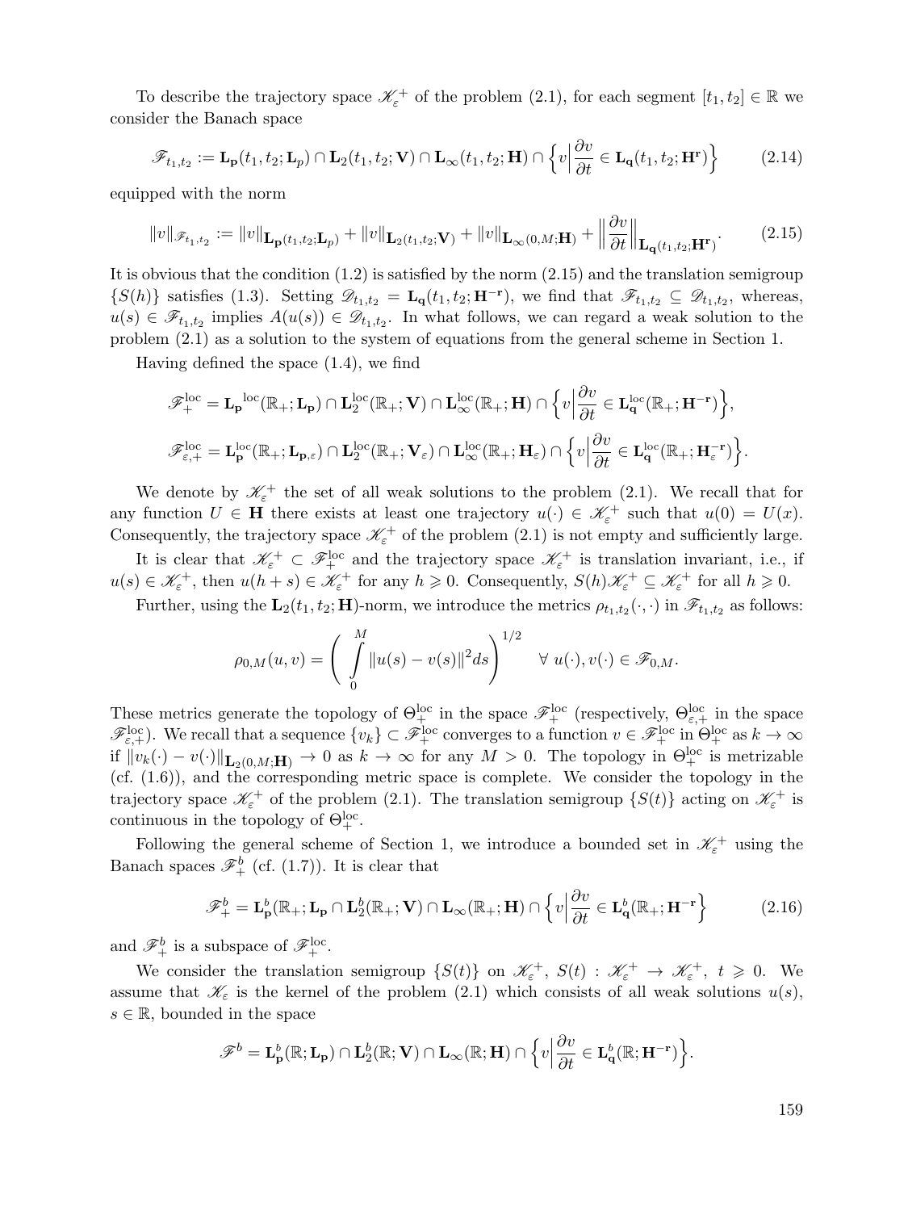To describe the trajectory space $\mathscr{K}_\varepsilon^+$ of the problem (2.1), for each segment $[t_1, t_2] \in \mathbb{R}$ we consider the Banach space

$$\mathscr{F}_{t_1,t_2} := \mathbf{L_p}(t_1, t_2; \mathbf{L}_p) \cap \mathbf{L}_2(t_1, t_2; \mathbf{V}) \cap \mathbf{L}_\infty(t_1, t_2; \mathbf{H}) \cap \left\{ v \Big| \frac{\partial v}{\partial t} \in \mathbf{L_q}(t_1, t_2; \mathbf{H^r}) \right\} \tag{2.14}$$

equipped with the norm

$$\|v\|_{\mathscr{F}_{t_1,t_2}} := \|v\|_{\mathbf{L_p}(t_1,t_2;\mathbf{L_p})} + \|v\|_{\mathbf{L}_2(t_1,t_2;\mathbf{V})} + \|v\|_{\mathbf{L}_\infty(0,M;\mathbf{H})} + \Big\| \frac{\partial v}{\partial t} \Big\|_{\mathbf{L_q}(t_1,t_2;\mathbf{H^r})}. \tag{2.15}$$

It is obvious that the condition (1.2) is satisfied by the norm (2.15) and the translation semigroup $\{S(h)\}$ satisfies (1.3). Setting $\mathscr{D}_{t_1,t_2} = \mathbf{L_q}(t_1, t_2; \mathbf{H^{-r}})$, we find that $\mathscr{F}_{t_1,t_2} \subseteq \mathscr{D}_{t_1,t_2}$, whereas, $u(s) \in \mathscr{F}_{t_1,t_2}$ implies $A(u(s)) \in \mathscr{D}_{t_1,t_2}$. In what follows, we can regard a weak solution to the problem (2.1) as a solution to the system of equations from the general scheme in Section 1.

Having defined the space (1.4), we find

$$\mathscr{F}_+^{\mathrm{loc}} = \mathbf{L_p}^{\mathrm{loc}}(\mathbb{R}_+; \mathbf{L_p}) \cap \mathbf{L}_2^{\mathrm{loc}}(\mathbb{R}_+; \mathbf{V}) \cap \mathbf{L}_\infty^{\mathrm{loc}}(\mathbb{R}_+; \mathbf{H}) \cap \Big\{ v \Big| \frac{\partial v}{\partial t} \in \mathbf{L_q}^{\mathrm{loc}}(\mathbb{R}_+; \mathbf{H^{-r}}) \Big\},$$

$$\mathscr{F}_{\varepsilon,+}^{\mathrm{loc}} = \mathbf{L_p}^{\mathrm{loc}}(\mathbb{R}_+; \mathbf{L}_{\mathbf{p},\varepsilon}) \cap \mathbf{L}_2^{\mathrm{loc}}(\mathbb{R}_+; \mathbf{V}_\varepsilon) \cap \mathbf{L}_\infty^{\mathrm{loc}}(\mathbb{R}_+; \mathbf{H}_\varepsilon) \cap \Big\{ v \Big| \frac{\partial v}{\partial t} \in \mathbf{L_q}^{\mathrm{loc}}(\mathbb{R}_+; \mathbf{H}_\varepsilon^{-\mathbf{r}}) \Big\}.$$

We denote by $\mathscr{K}_\varepsilon^+$ the set of all weak solutions to the problem (2.1). We recall that for any function $U \in \mathbf{H}$ there exists at least one trajectory $u(\cdot) \in \mathscr{K}_\varepsilon^+$ such that $u(0) = U(x)$. Consequently, the trajectory space $\mathscr{K}_\varepsilon^+$ of the problem (2.1) is not empty and sufficiently large.

It is clear that $\mathscr{K}_\varepsilon^+ \subset \mathscr{F}_+^{\mathrm{loc}}$ and the trajectory space $\mathscr{K}_\varepsilon^+$ is translation invariant, i.e., if $u(s) \in \mathscr{K}_\varepsilon^+$, then $u(h+s) \in \mathscr{K}_\varepsilon^+$ for any $h \geqslant 0$. Consequently, $S(h)\mathscr{K}_\varepsilon^+ \subseteq \mathscr{K}_\varepsilon^+$ for all $h \geqslant 0$.

Further, using the $\mathbf{L}_2(t_1, t_2; \mathbf{H})$-norm, we introduce the metrics $\rho_{t_1,t_2}(\cdot,\cdot)$ in $\mathscr{F}_{t_1,t_2}$ as follows:

$$\rho_{0,M}(u, v) = \left( \int\limits_0^M \|u(s) - v(s)\|^2 ds \right)^{1/2} \quad \forall\ u(\cdot), v(\cdot) \in \mathscr{F}_{0,M}.$$

These metrics generate the topology of $\Theta_+^{\mathrm{loc}}$ in the space $\mathscr{F}_+^{\mathrm{loc}}$ (respectively, $\Theta_{\varepsilon,+}^{\mathrm{loc}}$ in the space $\mathscr{F}_{\varepsilon,+}^{\mathrm{loc}}$). We recall that a sequence $\{v_k\} \subset \mathscr{F}_+^{\mathrm{loc}}$ converges to a function $v \in \mathscr{F}_+^{\mathrm{loc}}$ in $\Theta_+^{\mathrm{loc}}$ as $k \to \infty$ if $\|v_k(\cdot) - v(\cdot)\|_{\mathbf{L}_2(0,M;\mathbf{H})} \to 0$ as $k \to \infty$ for any $M > 0$. The topology in $\Theta_+^{\mathrm{loc}}$ is metrizable (cf. (1.6)), and the corresponding metric space is complete. We consider the topology in the trajectory space $\mathscr{K}_\varepsilon^+$ of the problem (2.1). The translation semigroup $\{S(t)\}$ acting on $\mathscr{K}_\varepsilon^+$ is continuous in the topology of $\Theta_+^{\mathrm{loc}}$.

Following the general scheme of Section 1, we introduce a bounded set in $\mathscr{K}_\varepsilon^+$ using the Banach spaces $\mathscr{F}_+^b$ (cf. (1.7)). It is clear that

$$\mathscr{F}_+^b = \mathbf{L_p^{\mathit{b}}}(\mathbb{R}_+; \mathbf{L_p} \cap \mathbf{L}_2^b(\mathbb{R}_+; \mathbf{V}) \cap \mathbf{L}_\infty(\mathbb{R}_+; \mathbf{H}) \cap \Big\{ v \Big| \frac{\partial v}{\partial t} \in \mathbf{L_q^{\mathit{b}}}(\mathbb{R}_+; \mathbf{H^{-r}} \Big\} \tag{2.16}$$

and $\mathscr{F}_+^b$ is a subspace of $\mathscr{F}_+^{\mathrm{loc}}$.

We consider the translation semigroup $\{S(t)\}$ on $\mathscr{K}_\varepsilon^+$, $S(t) : \mathscr{K}_\varepsilon^+ \to \mathscr{K}_\varepsilon^+$, $t \geqslant 0$. We assume that $\mathscr{K}_\varepsilon$ is the kernel of the problem (2.1) which consists of all weak solutions $u(s)$, $s \in \mathbb{R}$, bounded in the space

$$\mathscr{F}^b = \mathbf{L_p^{\mathit{b}}}(\mathbb{R}; \mathbf{L_p}) \cap \mathbf{L}_2^b(\mathbb{R}; \mathbf{V}) \cap \mathbf{L}_\infty(\mathbb{R}; \mathbf{H}) \cap \Big\{ v \Big| \frac{\partial v}{\partial t} \in \mathbf{L_q^{\mathit{b}}}(\mathbb{R}; \mathbf{H^{-r}}) \Big\}.$$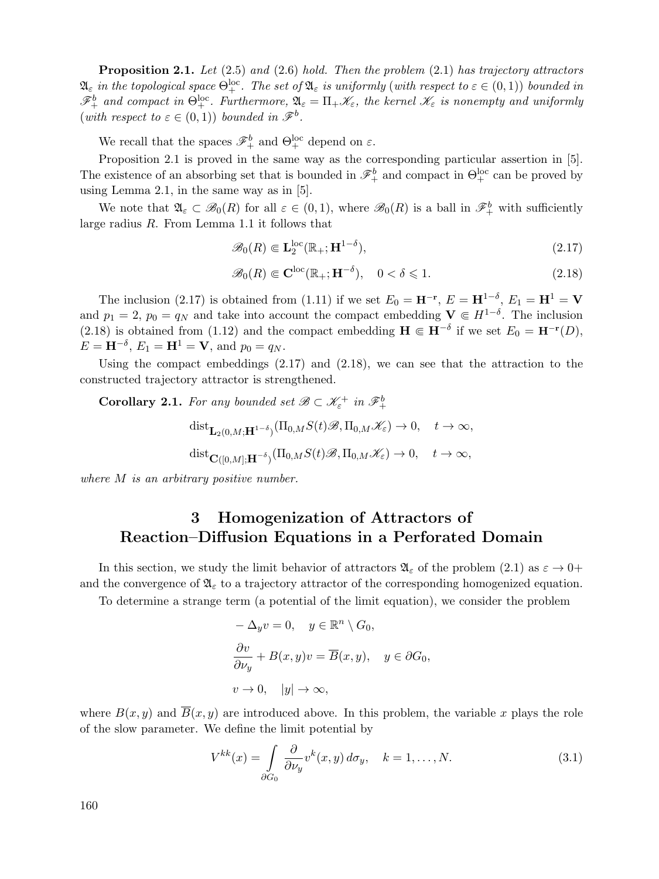**Proposition 2.1.** *Let* (2.5) *and* (2.6) *hold. Then the problem* (2.1) *has trajectory attractors* $\mathfrak{A}_\varepsilon$ *in the topological space* $\Theta_+^{\rm loc}$. *The set of* $\mathfrak{A}_\varepsilon$ *is uniformly* (*with respect to* $\varepsilon \in (0,1)$) *bounded in* $\mathscr{F}_+^b$ *and compact in* $\Theta_+^{\rm loc}$. *Furthermore,* $\mathfrak{A}_\varepsilon = \Pi_+ \mathscr{K}_\varepsilon$, *the kernel* $\mathscr{K}_\varepsilon$ *is nonempty and uniformly* (*with respect to* $\varepsilon \in (0,1)$) *bounded in* $\mathscr{F}^b$.

We recall that the spaces $\mathscr{F}_+^b$ and $\Theta_+^{\rm loc}$ depend on $\varepsilon$.

Proposition 2.1 is proved in the same way as the corresponding particular assertion in [5]. The existence of an absorbing set that is bounded in $\mathscr{F}_+^b$ and compact in $\Theta_+^{\rm loc}$ can be proved by using Lemma 2.1, in the same way as in [5].

We note that $\mathfrak{A}_\varepsilon \subset \mathscr{B}_0(R)$ for all $\varepsilon \in (0,1)$, where $\mathscr{B}_0(R)$ is a ball in $\mathscr{F}_+^b$ with sufficiently large radius $R$. From Lemma 1.1 it follows that

$$\mathscr{B}_0(R) \Subset \mathbf{L}_2^{\rm loc}(\mathbb{R}_+; \mathbf{H}^{1-\delta}), \tag{2.17}$$

$$\mathscr{B}_0(R) \Subset \mathbf{C}^{\rm loc}(\mathbb{R}_+; \mathbf{H}^{-\delta}), \quad 0 < \delta \leqslant 1. \tag{2.18}$$

The inclusion (2.17) is obtained from (1.11) if we set $E_0 = \mathbf{H}^{-\mathbf{r}}$, $E = \mathbf{H}^{1-\delta}$, $E_1 = \mathbf{H}^1 = \mathbf{V}$ and $p_1 = 2$, $p_0 = q_N$ and take into account the compact embedding $\mathbf{V} \Subset H^{1-\delta}$. The inclusion (2.18) is obtained from (1.12) and the compact embedding $\mathbf{H} \Subset \mathbf{H}^{-\delta}$ if we set $E_0 = \mathbf{H}^{-\mathbf{r}}(D)$, $E = \mathbf{H}^{-\delta}$, $E_1 = \mathbf{H}^1 = \mathbf{V}$, and $p_0 = q_N$.

Using the compact embeddings (2.17) and (2.18), we can see that the attraction to the constructed trajectory attractor is strengthened.

**Corollary 2.1.** *For any bounded set* $\mathscr{B} \subset \mathscr{K}_\varepsilon^+$ *in* $\mathscr{F}_+^b$

$$\operatorname{dist}_{\mathbf{L}_2(0,M;\mathbf{H}^{1-\delta})}(\Pi_{0,M} S(t)\mathscr{B}, \Pi_{0,M}\mathscr{K}_\varepsilon) \to 0, \quad t \to \infty,$$

$$\operatorname{dist}_{\mathbf{C}([0,M];\mathbf{H}^{-\delta})}(\Pi_{0,M} S(t)\mathscr{B}, \Pi_{0,M}\mathscr{K}_\varepsilon) \to 0, \quad t \to \infty,$$

*where* $M$ *is an arbitrary positive number.*

# 3 Homogenization of Attractors of Reaction–Diffusion Equations in a Perforated Domain

In this section, we study the limit behavior of attractors $\mathfrak{A}_\varepsilon$ of the problem (2.1) as $\varepsilon \to 0+$ and the convergence of $\mathfrak{A}_\varepsilon$ to a trajectory attractor of the corresponding homogenized equation.

To determine a strange term (a potential of the limit equation), we consider the problem

$$
\begin{aligned}
&-\Delta_y v = 0, \quad y \in \mathbb{R}^n \setminus G_0,\\
&\frac{\partial v}{\partial \nu_y} + B(x,y)v = \overline{B}(x,y), \quad y \in \partial G_0,\\
&v \to 0, \quad |y| \to \infty,
\end{aligned}
$$

where $B(x,y)$ and $\overline{B}(x,y)$ are introduced above. In this problem, the variable $x$ plays the role of the slow parameter. We define the limit potential by

$$V^{kk}(x) = \int\limits_{\partial G_0} \frac{\partial}{\partial \nu_y} v^k(x,y)\, d\sigma_y, \quad k = 1, \ldots, N. \tag{3.1}$$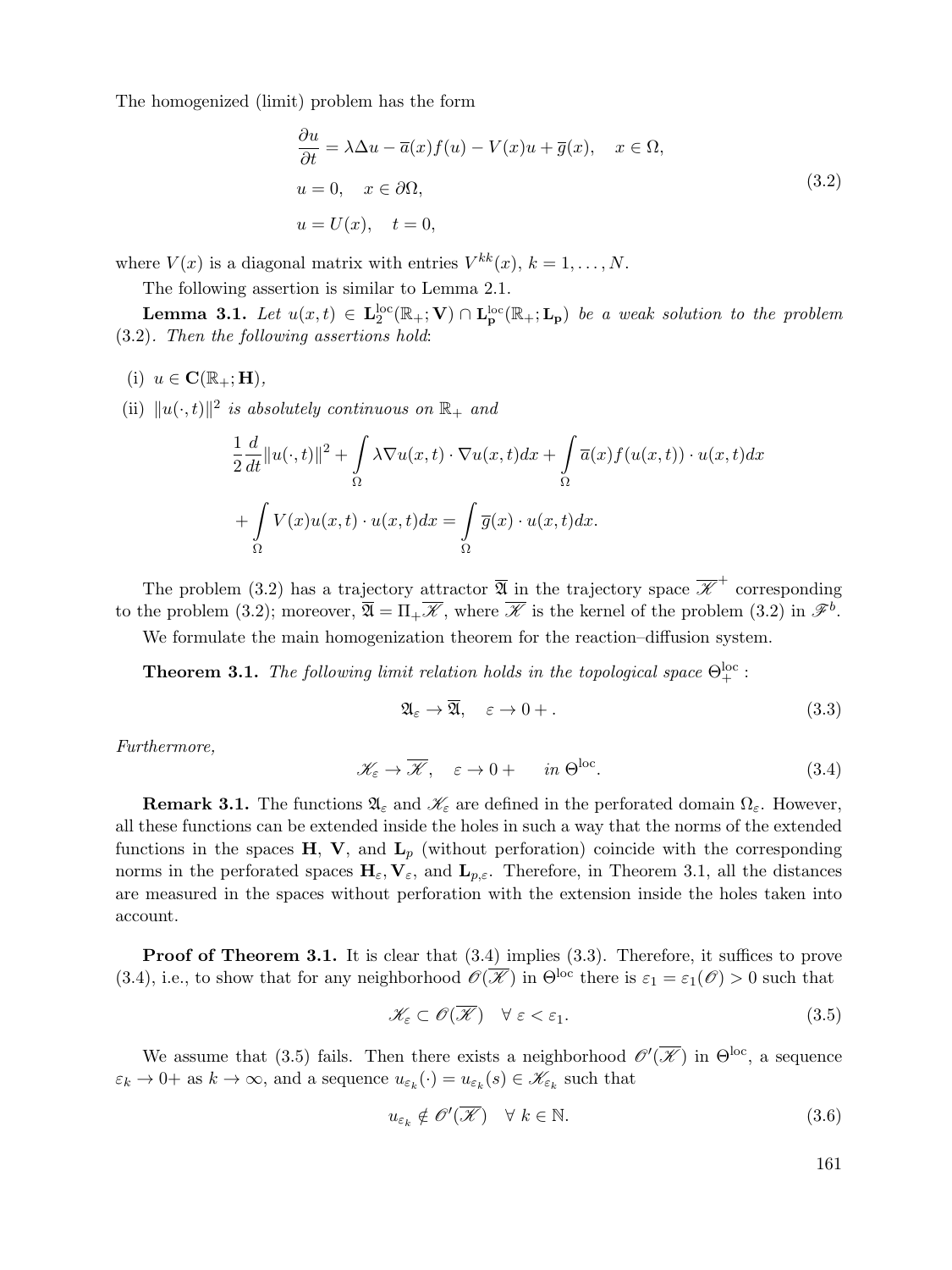The homogenized (limit) problem has the form

$$
\begin{aligned}
&\frac{\partial u}{\partial t} = \lambda \Delta u - \overline{a}(x) f(u) - V(x)u + \overline{g}(x), \quad x \in \Omega,\\
&u = 0, \quad x \in \partial\Omega, \\
&u = U(x), \quad t = 0,
\end{aligned}
\tag{3.2}
$$

where $V(x)$ is a diagonal matrix with entries $V^{kk}(x)$, $k = 1, \dots, N$.

The following assertion is similar to Lemma 2.1.

**Lemma 3.1.** *Let $u(x,t) \in \mathbf{L}_2^{\mathrm{loc}}(\mathbb{R}_+; \mathbf{V}) \cap \mathbf{L}_\mathbf{p}^{\mathrm{loc}}(\mathbb{R}_+; \mathbf{L}_\mathbf{p})$ be a weak solution to the problem (3.2). Then the following assertions hold*:

(i) $u \in \mathbf{C}(\mathbb{R}_+; \mathbf{H})$,

(ii) $\|u(\cdot,t)\|^2$ *is absolutely continuous on* $\mathbb{R}_+$ *and*

$$
\frac{1}{2}\frac{d}{dt}\|u(\cdot,t)\|^2 + \int\limits_\Omega \lambda \nabla u(x,t) \cdot \nabla u(x,t) dx + \int\limits_\Omega \overline{a}(x) f(u(x,t)) \cdot u(x,t) dx
$$

$$
+ \int\limits_\Omega V(x) u(x,t) \cdot u(x,t) dx = \int\limits_\Omega \overline{g}(x) \cdot u(x,t) dx.
$$

The problem (3.2) has a trajectory attractor $\overline{\mathfrak{A}}$ in the trajectory space $\overline{\mathscr{K}}^+$ corresponding to the problem (3.2); moreover, $\overline{\mathfrak{A}} = \Pi_+ \overline{\mathscr{K}}$, where $\overline{\mathscr{K}}$ is the kernel of the problem (3.2) in $\mathscr{F}^b$.

We formulate the main homogenization theorem for the reaction–diffusion system.

**Theorem 3.1.** *The following limit relation holds in the topological space $\Theta_+^{\mathrm{loc}}$ :*

$$
\mathfrak{A}_\varepsilon \to \overline{\mathfrak{A}}, \quad \varepsilon \to 0+ . \tag{3.3}
$$

*Furthermore,*

$$
\mathscr{K}_\varepsilon \to \overline{\mathscr{K}}, \quad \varepsilon \to 0+ \qquad \text{in } \Theta^{\mathrm{loc}}. \tag{3.4}
$$

**Remark 3.1.** The functions $\mathfrak{A}_\varepsilon$ and $\mathscr{K}_\varepsilon$ are defined in the perforated domain $\Omega_\varepsilon$. However, all these functions can be extended inside the holes in such a way that the norms of the extended functions in the spaces $\mathbf{H}$, $\mathbf{V}$, and $\mathbf{L}_p$ (without perforation) coincide with the corresponding norms in the perforated spaces $\mathbf{H}_\varepsilon, \mathbf{V}_\varepsilon$, and $\mathbf{L}_{p,\varepsilon}$. Therefore, in Theorem 3.1, all the distances are measured in the spaces without perforation with the extension inside the holes taken into account.

**Proof of Theorem 3.1.** It is clear that (3.4) implies (3.3). Therefore, it suffices to prove (3.4), i.e., to show that for any neighborhood $\mathscr{O}(\overline{\mathscr{K}})$ in $\Theta^{\mathrm{loc}}$ there is $\varepsilon_1 = \varepsilon_1(\mathscr{O}) > 0$ such that

$$
\mathscr{K}_\varepsilon \subset \mathscr{O}(\overline{\mathscr{K}}) \quad \forall\, \varepsilon < \varepsilon_1. \tag{3.5}
$$

We assume that (3.5) fails. Then there exists a neighborhood $\mathscr{O}'(\overline{\mathscr{K}})$ in $\Theta^{\mathrm{loc}}$, a sequence $\varepsilon_k \to 0+$ as $k \to \infty$, and a sequence $u_{\varepsilon_k}(\cdot) = u_{\varepsilon_k}(s) \in \mathscr{K}_{\varepsilon_k}$ such that

$$
u_{\varepsilon_k} \notin \mathscr{O}'(\overline{\mathscr{K}}) \quad \forall\, k \in \mathbb{N}. \tag{3.6}
$$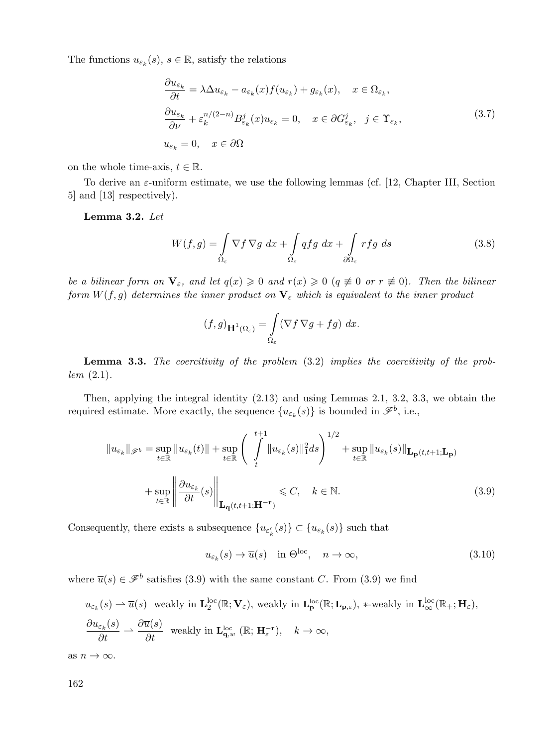The functions $u_{\varepsilon_k}(s)$, $s \in \mathbb{R}$, satisfy the relations

$$
\begin{aligned}
&\frac{\partial u_{\varepsilon_k}}{\partial t} = \lambda \Delta u_{\varepsilon_k} - a_{\varepsilon_k}(x) f(u_{\varepsilon_k}) + g_{\varepsilon_k}(x), \quad x \in \Omega_{\varepsilon_k}, \\
&\frac{\partial u_{\varepsilon_k}}{\partial \nu} + \varepsilon_k^{n/(2-n)} B^j_{\varepsilon_k}(x) u_{\varepsilon_k} = 0, \quad x \in \partial G^j_{\varepsilon_k}, \quad j \in \Upsilon_{\varepsilon_k}, \\
&u_{\varepsilon_k} = 0, \quad x \in \partial\Omega
\end{aligned}
\tag{3.7}
$$

on the whole time-axis, $t \in \mathbb{R}$.

To derive an $\varepsilon$-uniform estimate, we use the following lemmas (cf. [12, Chapter III, Section 5] and [13] respectively).

**Lemma 3.2.** *Let*

$$
W(f,g) = \int\limits_{\Omega_\varepsilon} \nabla f \, \nabla g \; dx + \int\limits_{\Omega_\varepsilon} q f g \; dx + \int\limits_{\partial\Omega_\varepsilon} r f g \; ds \tag{3.8}
$$

*be a bilinear form on $\mathbf{V}_\varepsilon$, and let $q(x) \geqslant 0$ and $r(x) \geqslant 0$ ($q \not\equiv 0$ or $r \not\equiv 0$). Then the bilinear form $W(f,g)$ determines the inner product on $\mathbf{V}_\varepsilon$ which is equivalent to the inner product*

$$
(f,g)_{\mathbf{H}^1(\Omega_\varepsilon)} = \int\limits_{\Omega_\varepsilon} (\nabla f \, \nabla g + fg) \; dx.
$$

**Lemma 3.3.** *The coercitivity of the problem* (3.2) *implies the coercitivity of the problem* (2.1).

Then, applying the integral identity (2.13) and using Lemmas 2.1, 3.2, 3.3, we obtain the required estimate. More exactly, the sequence $\{u_{\varepsilon_k}(s)\}$ is bounded in $\mathscr{F}^b$, i.e.,

$$
\begin{aligned}
\|u_{\varepsilon_k}\|_{\mathscr{F}^b} = \sup_{t\in\mathbb{R}} \|u_{\varepsilon_k}(t)\| + \sup_{t\in\mathbb{R}} \left( \int\limits_t^{t+1} \|u_{\varepsilon_k}(s)\|_1^2 ds \right)^{1/2} + \sup_{t\in\mathbb{R}} \|u_{\varepsilon_k}(s)\|_{\mathbf{L_p}(t,t+1;\mathbf{L_p})} \\
+ \sup_{t\in\mathbb{R}} \left\| \frac{\partial u_{\varepsilon_k}}{\partial t}(s) \right\|_{\mathbf{L_q}(t,t+1;\mathbf{H^{-r}})} \leqslant C, \quad k \in \mathbb{N}.
\end{aligned}
\tag{3.9}
$$

Consequently, there exists a subsequence $\{u_{\varepsilon'_k}(s)\} \subset \{u_{\varepsilon_k}(s)\}$ such that

$$
u_{\varepsilon_k}(s) \to \overline{u}(s) \quad \text{in } \Theta^{\text{loc}}, \quad n \to \infty, \tag{3.10}
$$

where $\overline{u}(s) \in \mathscr{F}^b$ satisfies (3.9) with the same constant $C$. From (3.9) we find

$$
\begin{aligned}
&u_{\varepsilon_k}(s) \rightharpoonup \overline{u}(s) \;\; \text{weakly in } \mathbf{L}_2^{\text{loc}}(\mathbb{R}; \mathbf{V}_\varepsilon), \text{ weakly in } \mathbf{L}_{\mathbf{p}}^{\text{loc}}(\mathbb{R}; \mathbf{L}_{\mathbf{p},\varepsilon}), \; *\text{-weakly in } \mathbf{L}_\infty^{\text{loc}}(\mathbb{R}_+; \mathbf{H}_\varepsilon), \\
&\frac{\partial u_{\varepsilon_k}(s)}{\partial t} \rightharpoonup \frac{\partial \overline{u}(s)}{\partial t} \;\; \text{weakly in } \mathbf{L}_{\mathbf{q},w}^{\text{loc}}(\mathbb{R}; \mathbf{H}_\varepsilon^{-\mathbf{r}}), \quad k \to \infty,
\end{aligned}
$$

as $n \to \infty$.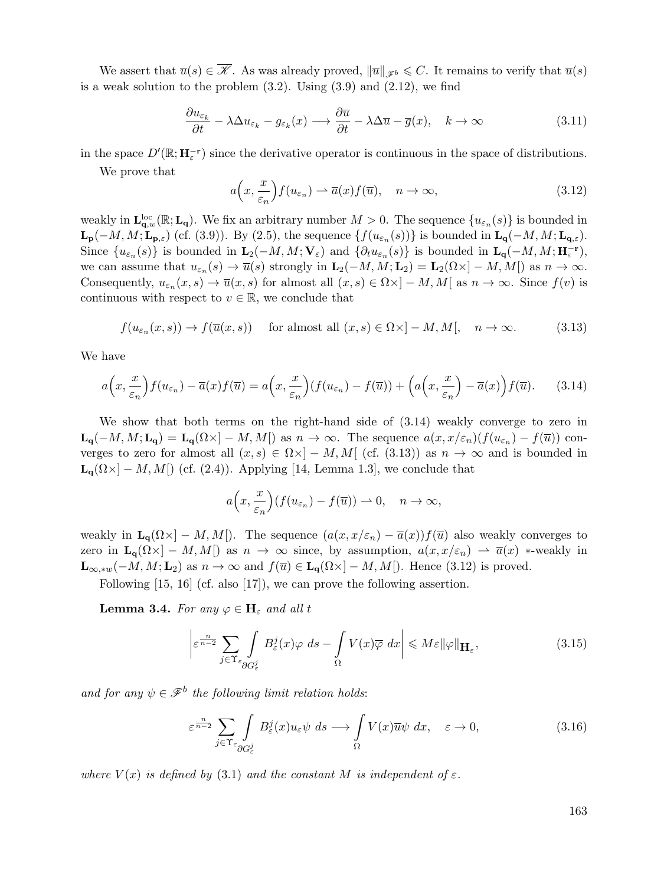We assert that $\overline{u}(s) \in \overline{\mathscr{K}}$. As was already proved, $\|\overline{u}\|_{\mathscr{F}^b} \leqslant C$. It remains to verify that $\overline{u}(s)$ is a weak solution to the problem (3.2). Using (3.9) and (2.12), we find

$$\frac{\partial u_{\varepsilon_k}}{\partial t} - \lambda \Delta u_{\varepsilon_k} - g_{\varepsilon_k}(x) \longrightarrow \frac{\partial \overline{u}}{\partial t} - \lambda \Delta \overline{u} - \overline{g}(x), \quad k \to \infty \tag{3.11}$$

in the space $D'(\mathbb{R}; \mathbf{H}_\varepsilon^{-\mathbf{r}})$ since the derivative operator is continuous in the space of distributions.

We prove that

$$a\Big(x, \frac{x}{\varepsilon_n}\Big) f(u_{\varepsilon_n}) \rightharpoonup \overline{a}(x) f(\overline{u}), \quad n \to \infty, \tag{3.12}$$

weakly in $\mathbf{L}_{\mathbf{q},w}^{\mathrm{loc}}(\mathbb{R}; \mathbf{L_q})$. We fix an arbitrary number $M > 0$. The sequence $\{u_{\varepsilon_n}(s)\}$ is bounded in $\mathbf{L_p}(-M, M; \mathbf{L}_{\mathbf{p},\varepsilon})$ (cf. (3.9)). By (2.5), the sequence $\{f(u_{\varepsilon_n}(s))\}$ is bounded in $\mathbf{L_q}(-M, M; \mathbf{L}_{\mathbf{q},\varepsilon})$. Since $\{u_{\varepsilon_n}(s)\}$ is bounded in $\mathbf{L}_2(-M, M; \mathbf{V}_\varepsilon)$ and $\{\partial_t u_{\varepsilon_n}(s)\}$ is bounded in $\mathbf{L_q}(-M, M; \mathbf{H}_\varepsilon^{-\mathbf{r}})$, we can assume that $u_{\varepsilon_n}(s) \to \overline{u}(s)$ strongly in $\mathbf{L}_2(-M, M; \mathbf{L}_2) = \mathbf{L}_2(\Omega \times ]-M, M[)$ as $n \to \infty$. Consequently, $u_{\varepsilon_n}(x, s) \to \overline{u}(x, s)$ for almost all $(x, s) \in \Omega \times ]-M, M[$ as $n \to \infty$. Since $f(v)$ is continuous with respect to $v \in \mathbb{R}$, we conclude that

$$f(u_{\varepsilon_n}(x, s)) \to f(\overline{u}(x, s)) \quad \text{for almost all } (x, s) \in \Omega \times ]-M, M[, \quad n \to \infty. \tag{3.13}$$

We have

$$a\Big(x, \frac{x}{\varepsilon_n}\Big) f(u_{\varepsilon_n}) - \overline{a}(x) f(\overline{u}) = a\Big(x, \frac{x}{\varepsilon_n}\Big)(f(u_{\varepsilon_n}) - f(\overline{u})) + \Big(a\Big(x, \frac{x}{\varepsilon_n}\Big) - \overline{a}(x)\Big) f(\overline{u}). \tag{3.14}$$

We show that both terms on the right-hand side of (3.14) weakly converge to zero in $\mathbf{L_q}(-M, M; \mathbf{L_q}) = \mathbf{L_q}(\Omega \times ]-M, M[)$ as $n \to \infty$. The sequence $a(x, x/\varepsilon_n)(f(u_{\varepsilon_n}) - f(\overline{u}))$ converges to zero for almost all $(x, s) \in \Omega \times ]-M, M[$ (cf. (3.13)) as $n \to \infty$ and is bounded in $\mathbf{L_q}(\Omega \times ]-M, M[)$ (cf. (2.4)). Applying [14, Lemma 1.3], we conclude that

$$a\Big(x, \frac{x}{\varepsilon_n}\Big)(f(u_{\varepsilon_n}) - f(\overline{u})) \rightharpoonup 0, \quad n \to \infty,$$

weakly in $\mathbf{L_q}(\Omega \times ]-M, M[)$. The sequence $(a(x, x/\varepsilon_n) - \overline{a}(x)) f(\overline{u})$ also weakly converges to zero in $\mathbf{L_q}(\Omega \times ]-M, M[)$ as $n \to \infty$ since, by assumption, $a(x, x/\varepsilon_n) \rightharpoonup \overline{a}(x)$ $*$-weakly in $\mathbf{L}_{\infty,*w}(-M, M; \mathbf{L}_2)$ as $n \to \infty$ and $f(\overline{u}) \in \mathbf{L_q}(\Omega \times ]-M, M[)$. Hence (3.12) is proved.

Following [15, 16] (cf. also [17]), we can prove the following assertion.

**Lemma 3.4.** *For any $\varphi \in \mathbf{H}_\varepsilon$ and all $t$*

$$\Bigg| \varepsilon^{\frac{n}{n-2}} \sum_{j \in \Upsilon_\varepsilon} \int_{\partial G_\varepsilon^j} B_\varepsilon^j(x) \varphi \, ds - \int_\Omega V(x) \overline{\varphi} \, dx \Bigg| \leqslant M \varepsilon \|\varphi\|_{\mathbf{H}_\varepsilon}, \tag{3.15}$$

*and for any $\psi \in \mathscr{F}^b$ the following limit relation holds*:

$$\varepsilon^{\frac{n}{n-2}} \sum_{j \in \Upsilon_\varepsilon} \int_{\partial G_\varepsilon^j} B_\varepsilon^j(x) u_\varepsilon \psi \, ds \longrightarrow \int_\Omega V(x) \overline{u} \psi \, dx, \quad \varepsilon \to 0, \tag{3.16}$$

*where $V(x)$ is defined by (3.1) and the constant $M$ is independent of $\varepsilon$.*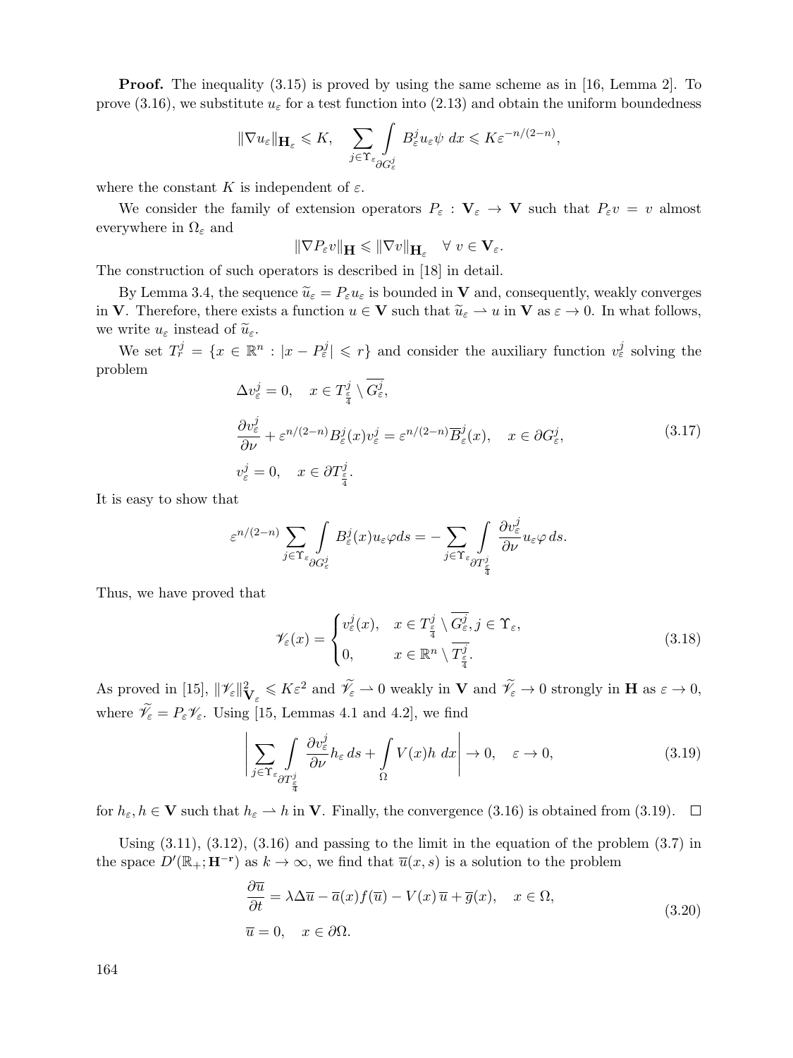**Proof.** The inequality (3.15) is proved by using the same scheme as in [16, Lemma 2]. To prove (3.16), we substitute $u_\varepsilon$ for a test function into (2.13) and obtain the uniform boundedness

$$\|\nabla u_\varepsilon\|_{\mathbf{H}_\varepsilon} \leqslant K, \quad \sum_{j\in\Upsilon_\varepsilon} \int\limits_{\partial G_\varepsilon^j} B_\varepsilon^j u_\varepsilon \psi \; dx \leqslant K\varepsilon^{-n/(2-n)},$$

where the constant $K$ is independent of $\varepsilon$.

We consider the family of extension operators $P_\varepsilon : \mathbf{V}_\varepsilon \to \mathbf{V}$ such that $P_\varepsilon v = v$ almost everywhere in $\Omega_\varepsilon$ and

$$\|\nabla P_\varepsilon v\|_{\mathbf{H}} \leqslant \|\nabla v\|_{\mathbf{H}_\varepsilon} \quad \forall\; v \in \mathbf{V}_\varepsilon.$$

The construction of such operators is described in [18] in detail.

By Lemma 3.4, the sequence $\widetilde{u}_\varepsilon = P_\varepsilon u_\varepsilon$ is bounded in $\mathbf{V}$ and, consequently, weakly converges in $\mathbf{V}$. Therefore, there exists a function $u \in \mathbf{V}$ such that $\widetilde{u}_\varepsilon \rightharpoonup u$ in $\mathbf{V}$ as $\varepsilon \to 0$. In what follows, we write $u_\varepsilon$ instead of $\widetilde{u}_\varepsilon$.

We set $T_r^j = \{x \in \mathbb{R}^n : |x - P_\varepsilon^j| \leqslant r\}$ and consider the auxiliary function $v_\varepsilon^j$ solving the problem

$$\begin{aligned}
&\Delta v_\varepsilon^j = 0, \quad x \in T^j_{\frac{\varepsilon}{4}} \setminus \overline{G_\varepsilon^j},\\
&\frac{\partial v_\varepsilon^j}{\partial \nu} + \varepsilon^{n/(2-n)} B_\varepsilon^j(x) v_\varepsilon^j = \varepsilon^{n/(2-n)} \overline{B}_\varepsilon^j(x), \quad x \in \partial G_\varepsilon^j,\\
&v_\varepsilon^j = 0, \quad x \in \partial T^j_{\frac{\varepsilon}{4}}.
\end{aligned} \tag{3.17}$$

It is easy to show that

$$\varepsilon^{n/(2-n)} \sum_{j\in\Upsilon_\varepsilon} \int\limits_{\partial G_\varepsilon^j} B_\varepsilon^j(x) u_\varepsilon \varphi ds = -\sum_{j\in\Upsilon_\varepsilon} \int\limits_{\partial T^j_{\frac{\varepsilon}{4}}} \frac{\partial v_\varepsilon^j}{\partial \nu} u_\varepsilon \varphi \, ds.$$

Thus, we have proved that

$$\mathscr{V}_\varepsilon(x) = \begin{cases} v_\varepsilon^j(x), & x \in T^j_{\frac{\varepsilon}{4}} \setminus \overline{G_\varepsilon^j}, j \in \Upsilon_\varepsilon,\\ 0, & x \in \mathbb{R}^n \setminus \overline{T^j_{\frac{\varepsilon}{4}}}. \end{cases} \tag{3.18}$$

As proved in [15], $\|\mathscr{V}_\varepsilon\|^2_{\mathbf{V}_\varepsilon} \leqslant K\varepsilon^2$ and $\widetilde{\mathscr{V}}_\varepsilon \rightharpoonup 0$ weakly in $\mathbf{V}$ and $\widetilde{\mathscr{V}}_\varepsilon \to 0$ strongly in $\mathbf{H}$ as $\varepsilon \to 0$, where $\widetilde{\mathscr{V}}_\varepsilon = P_\varepsilon \mathscr{V}_\varepsilon$. Using [15, Lemmas 4.1 and 4.2], we find

$$\left| \sum_{j\in\Upsilon_\varepsilon} \int\limits_{\partial T^j_{\frac{\varepsilon}{4}}} \frac{\partial v_\varepsilon^j}{\partial \nu} h_\varepsilon \, ds + \int\limits_{\Omega} V(x) h \; dx \right| \to 0, \quad \varepsilon \to 0, \tag{3.19}$$

for $h_\varepsilon, h \in \mathbf{V}$ such that $h_\varepsilon \rightharpoonup h$ in $\mathbf{V}$. Finally, the convergence (3.16) is obtained from (3.19). $\square$

Using (3.11), (3.12), (3.16) and passing to the limit in the equation of the problem (3.7) in the space $D'(\mathbb{R}_+; \mathbf{H^{-r}})$ as $k \to \infty$, we find that $\overline{u}(x, s)$ is a solution to the problem

$$\begin{aligned}
&\frac{\partial \overline{u}}{\partial t} = \lambda \Delta \overline{u} - \overline{a}(x) f(\overline{u}) - V(x)\, \overline{u} + \overline{g}(x), \quad x \in \Omega,\\
&\overline{u} = 0, \quad x \in \partial\Omega.
\end{aligned} \tag{3.20}$$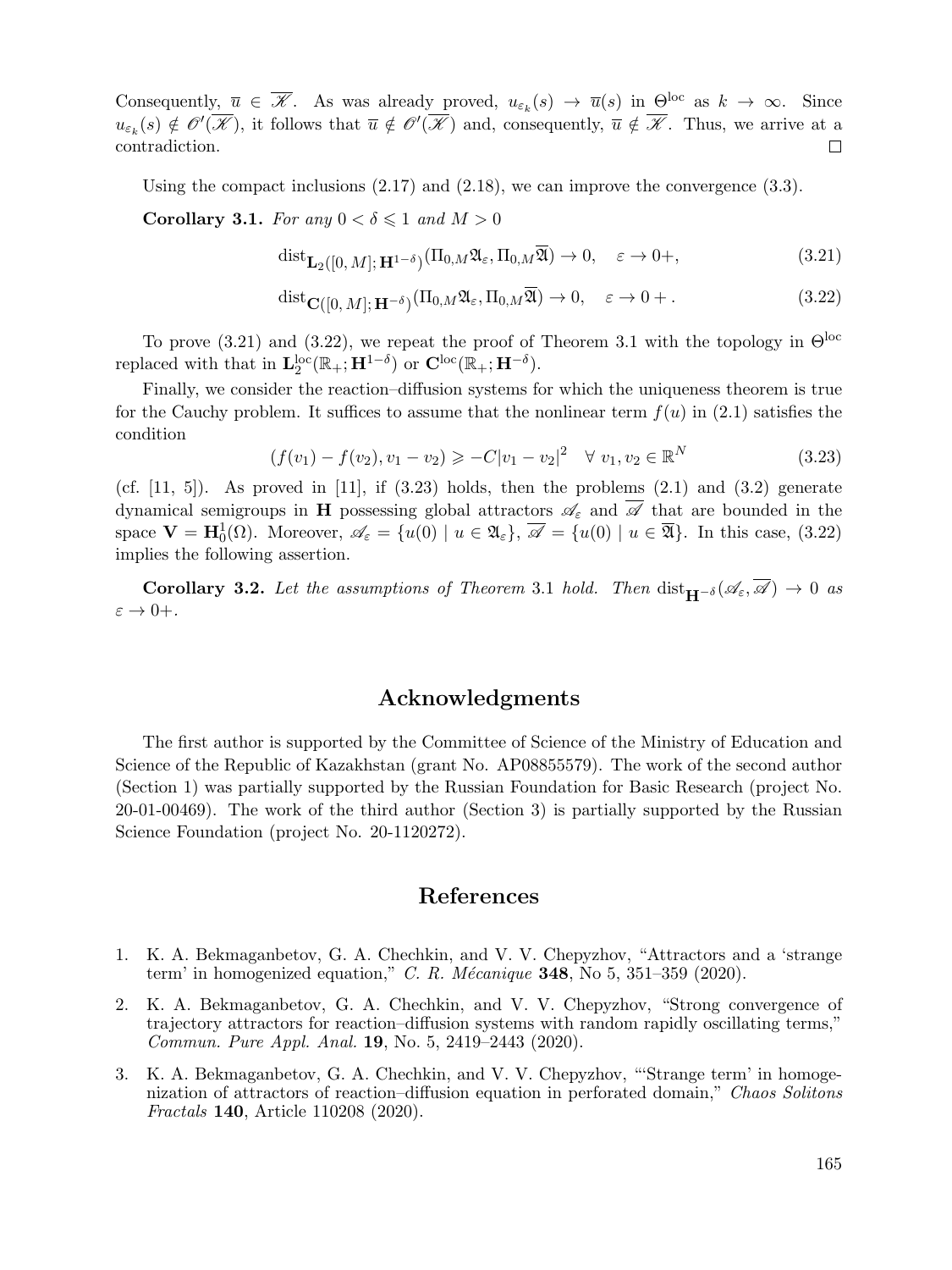Consequently, $\overline{u} \in \overline{\mathscr{K}}$. As was already proved, $u_{\varepsilon_k}(s) \to \overline{u}(s)$ in $\Theta^{\rm loc}$ as $k \to \infty$. Since $u_{\varepsilon_k}(s) \notin \mathscr{O}'(\overline{\mathscr{K}})$, it follows that $\overline{u} \notin \mathscr{O}'(\overline{\mathscr{K}})$ and, consequently, $\overline{u} \notin \overline{\mathscr{K}}$. Thus, we arrive at a contradiction. □

Using the compact inclusions (2.17) and (2.18), we can improve the convergence (3.3).

**Corollary 3.1.** *For any $0 < \delta \leqslant 1$ and $M > 0$*

$$\operatorname{dist}_{\mathbf{L}_2([0,\,M];\,\mathbf{H}^{1-\delta})}(\Pi_{0,M}\mathfrak{A}_\varepsilon, \Pi_{0,M}\overline{\mathfrak{A}}) \to 0, \quad \varepsilon \to 0+, \tag{3.21}$$

$$\operatorname{dist}_{\mathbf{C}([0,\,M];\,\mathbf{H}^{-\delta})}(\Pi_{0,M}\mathfrak{A}_\varepsilon, \Pi_{0,M}\overline{\mathfrak{A}}) \to 0, \quad \varepsilon \to 0+\,. \tag{3.22}$$

To prove (3.21) and (3.22), we repeat the proof of Theorem 3.1 with the topology in $\Theta^{\rm loc}$ replaced with that in $\mathbf{L}_2^{\rm loc}(\mathbb{R}_+;\mathbf{H}^{1-\delta})$ or $\mathbf{C}^{\rm loc}(\mathbb{R}_+;\mathbf{H}^{-\delta})$.

Finally, we consider the reaction–diffusion systems for which the uniqueness theorem is true for the Cauchy problem. It suffices to assume that the nonlinear term $f(u)$ in (2.1) satisfies the condition

$$(f(v_1) - f(v_2), v_1 - v_2) \geqslant -C|v_1 - v_2|^2 \quad \forall\, v_1, v_2 \in \mathbb{R}^N \tag{3.23}$$

(cf. [11, 5]). As proved in [11], if (3.23) holds, then the problems (2.1) and (3.2) generate dynamical semigroups in $\mathbf{H}$ possessing global attractors $\mathscr{A}_\varepsilon$ and $\overline{\mathscr{A}}$ that are bounded in the space $\mathbf{V} = \mathbf{H}_0^1(\Omega)$. Moreover, $\mathscr{A}_\varepsilon = \{u(0) \mid u \in \mathfrak{A}_\varepsilon\}$, $\overline{\mathscr{A}} = \{u(0) \mid u \in \overline{\mathfrak{A}}\}$. In this case, (3.22) implies the following assertion.

**Corollary 3.2.** *Let the assumptions of Theorem* 3.1 *hold. Then* $\operatorname{dist}_{\mathbf{H}^{-\delta}}(\mathscr{A}_\varepsilon, \overline{\mathscr{A}}) \to 0$ *as* $\varepsilon \to 0+$.

## Acknowledgments

The first author is supported by the Committee of Science of the Ministry of Education and Science of the Republic of Kazakhstan (grant No. AP08855579). The work of the second author (Section 1) was partially supported by the Russian Foundation for Basic Research (project No. 20-01-00469). The work of the third author (Section 3) is partially supported by the Russian Science Foundation (project No. 20-1120272).

## References

1. K. A. Bekmaganbetov, G. A. Chechkin, and V. V. Chepyzhov, "Attractors and a 'strange term' in homogenized equation," *C. R. Mécanique* **348**, No 5, 351–359 (2020).
2. K. A. Bekmaganbetov, G. A. Chechkin, and V. V. Chepyzhov, "Strong convergence of trajectory attractors for reaction–diffusion systems with random rapidly oscillating terms," *Commun. Pure Appl. Anal.* **19**, No. 5, 2419–2443 (2020).
3. K. A. Bekmaganbetov, G. A. Chechkin, and V. V. Chepyzhov, "'Strange term' in homogenization of attractors of reaction–diffusion equation in perforated domain," *Chaos Solitons Fractals* **140**, Article 110208 (2020).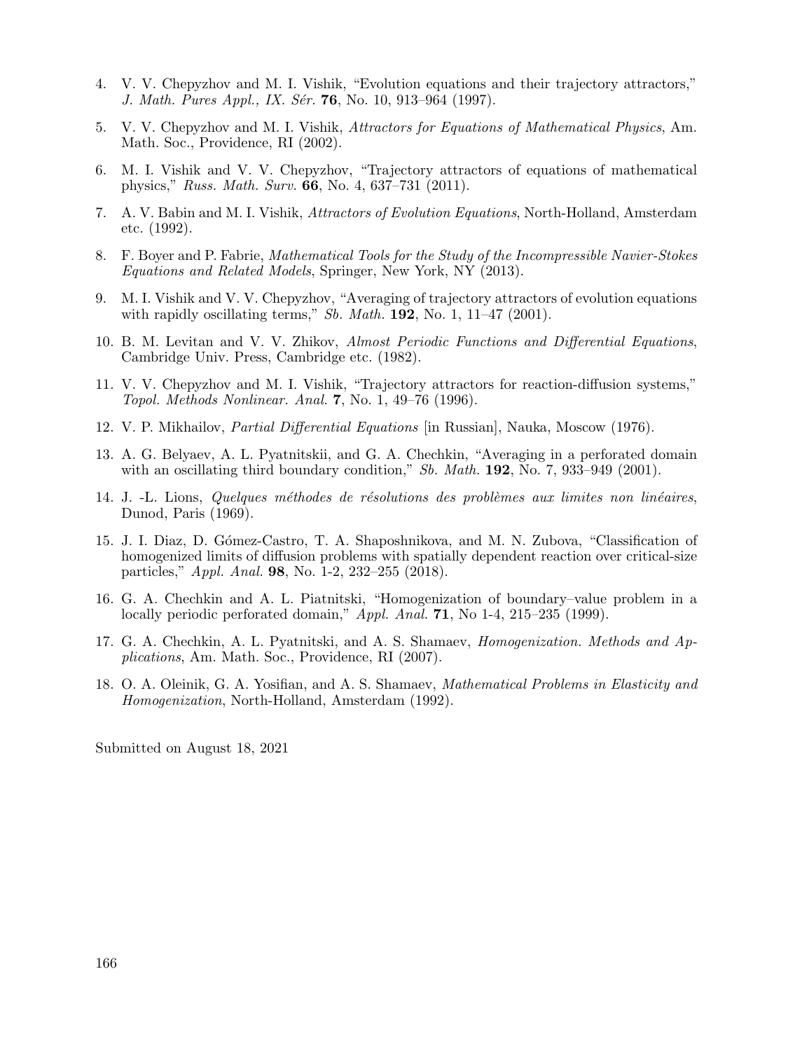4. V. V. Chepyzhov and M. I. Vishik, "Evolution equations and their trajectory attractors," *J. Math. Pures Appl., IX. Sér.* **76**, No. 10, 913–964 (1997).

5. V. V. Chepyzhov and M. I. Vishik, *Attractors for Equations of Mathematical Physics*, Am. Math. Soc., Providence, RI (2002).

6. M. I. Vishik and V. V. Chepyzhov, "Trajectory attractors of equations of mathematical physics," *Russ. Math. Surv.* **66**, No. 4, 637–731 (2011).

7. A. V. Babin and M. I. Vishik, *Attractors of Evolution Equations*, North-Holland, Amsterdam etc. (1992).

8. F. Boyer and P. Fabrie, *Mathematical Tools for the Study of the Incompressible Navier-Stokes Equations and Related Models*, Springer, New York, NY (2013).

9. M. I. Vishik and V. V. Chepyzhov, "Averaging of trajectory attractors of evolution equations with rapidly oscillating terms," *Sb. Math.* **192**, No. 1, 11–47 (2001).

10. B. M. Levitan and V. V. Zhikov, *Almost Periodic Functions and Differential Equations*, Cambridge Univ. Press, Cambridge etc. (1982).

11. V. V. Chepyzhov and M. I. Vishik, "Trajectory attractors for reaction-diffusion systems," *Topol. Methods Nonlinear. Anal.* **7**, No. 1, 49–76 (1996).

12. V. P. Mikhailov, *Partial Differential Equations* [in Russian], Nauka, Moscow (1976).

13. A. G. Belyaev, A. L. Pyatnitskii, and G. A. Chechkin, "Averaging in a perforated domain with an oscillating third boundary condition," *Sb. Math.* **192**, No. 7, 933–949 (2001).

14. J. -L. Lions, *Quelques méthodes de résolutions des problèmes aux limites non linéaires*, Dunod, Paris (1969).

15. J. I. Diaz, D. Gómez-Castro, T. A. Shaposhnikova, and M. N. Zubova, "Classification of homogenized limits of diffusion problems with spatially dependent reaction over critical-size particles," *Appl. Anal.* **98**, No. 1-2, 232–255 (2018).

16. G. A. Chechkin and A. L. Piatnitski, "Homogenization of boundary–value problem in a locally periodic perforated domain," *Appl. Anal.* **71**, No 1-4, 215–235 (1999).

17. G. A. Chechkin, A. L. Pyatnitski, and A. S. Shamaev, *Homogenization. Methods and Applications*, Am. Math. Soc., Providence, RI (2007).

18. O. A. Oleinik, G. A. Yosifian, and A. S. Shamaev, *Mathematical Problems in Elasticity and Homogenization*, North-Holland, Amsterdam (1992).

Submitted on August 18, 2021